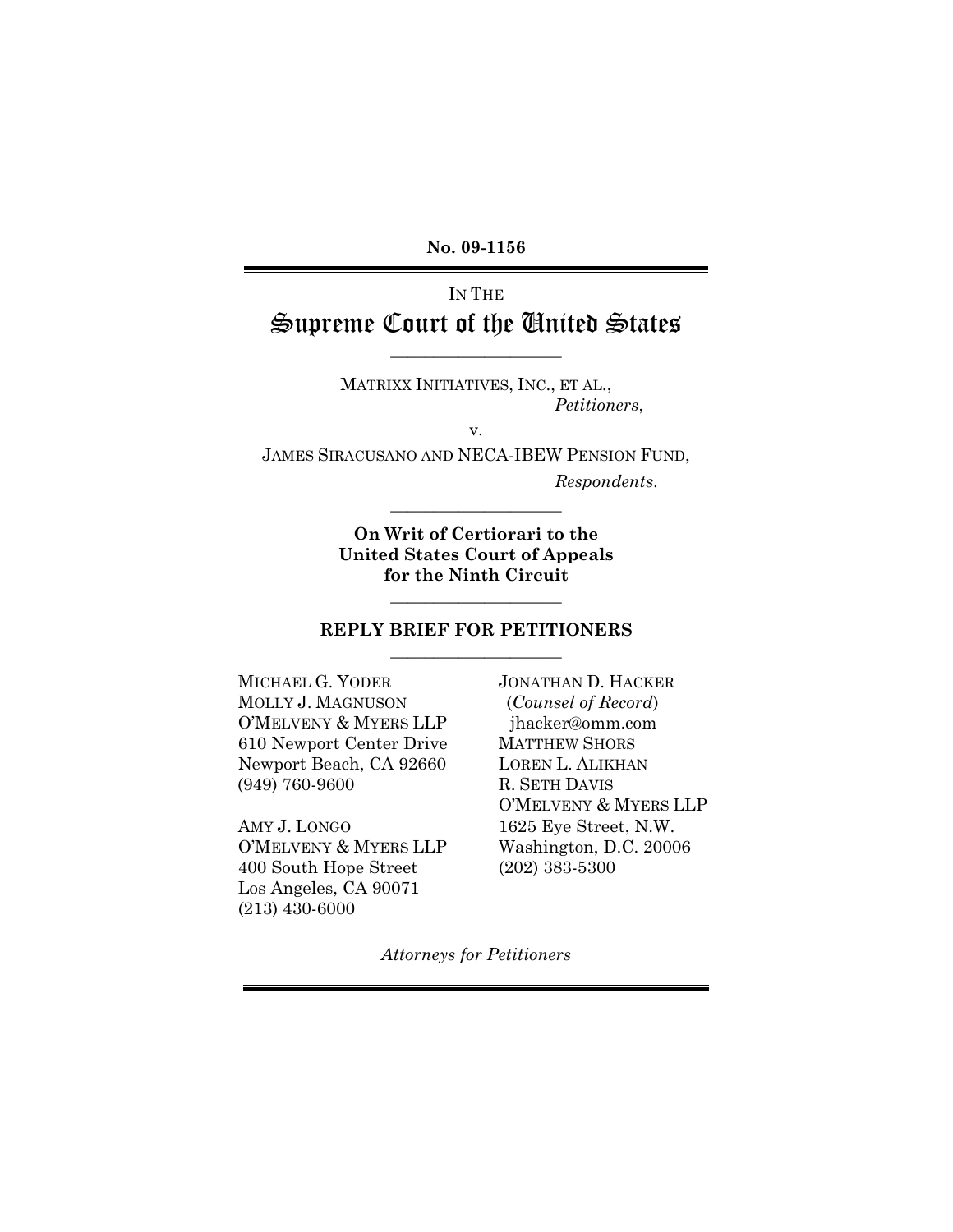**No. 09-1156**

IN THE

# Supreme Court of the United States

---

MATRIXX INITIATIVES, INC., ET AL.,
*Petitioners*,

v.

JAMES SIRACUSANO AND NECA-IBEW PENSION FUND,
*Respondents*.

---

**On Writ of Certiorari to the United States Court of Appeals for the Ninth Circuit**

---

**REPLY BRIEF FOR PETITIONERS**

---

MICHAEL G. YODER
MOLLY J. MAGNUSON
O'MELVENY & MYERS LLP
610 Newport Center Drive
Newport Beach, CA 92660
(949) 760-9600

AMY J. LONGO
O'MELVENY & MYERS LLP
400 South Hope Street
Los Angeles, CA 90071
(213) 430-6000

JONATHAN D. HACKER
(*Counsel of Record*)
jhacker@omm.com
MATTHEW SHORS
LOREN L. ALIKHAN
R. SETH DAVIS
O'MELVENY & MYERS LLP
1625 Eye Street, N.W.
Washington, D.C. 20006
(202) 383-5300

*Attorneys for Petitioners*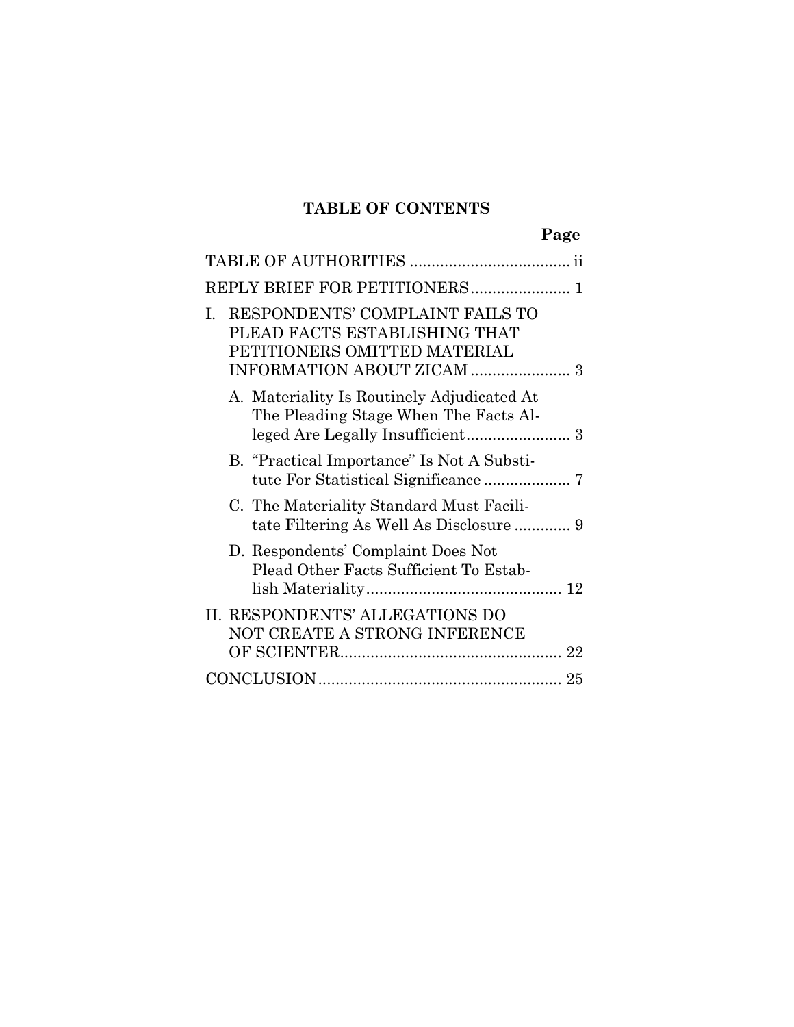## TABLE OF CONTENTS

| | Page |
|---|---|
| TABLE OF AUTHORITIES | ii |
| REPLY BRIEF FOR PETITIONERS | 1 |
| I. RESPONDENTS' COMPLAINT FAILS TO PLEAD FACTS ESTABLISHING THAT PETITIONERS OMITTED MATERIAL INFORMATION ABOUT ZICAM | 3 |
| A. Materiality Is Routinely Adjudicated At The Pleading Stage When The Facts Alleged Are Legally Insufficient | 3 |
| B. "Practical Importance" Is Not A Substitute For Statistical Significance | 7 |
| C. The Materiality Standard Must Facilitate Filtering As Well As Disclosure | 9 |
| D. Respondents' Complaint Does Not Plead Other Facts Sufficient To Establish Materiality | 12 |
| II. RESPONDENTS' ALLEGATIONS DO NOT CREATE A STRONG INFERENCE OF SCIENTER | 22 |
| CONCLUSION | 25 |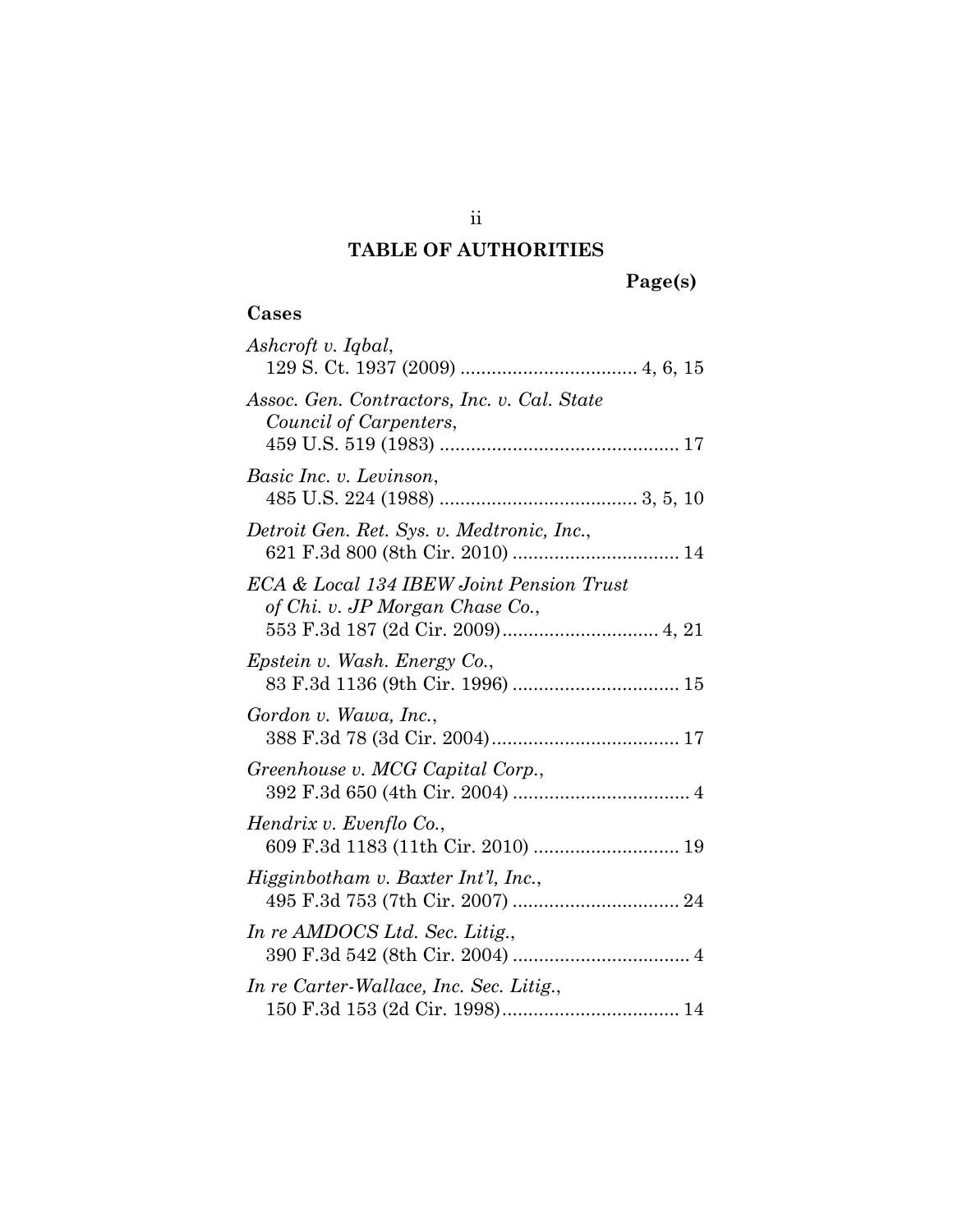# TABLE OF AUTHORITIES

**Page(s)**

### Cases

*Ashcroft v. Iqbal*,
129 S. Ct. 1937 (2009) .................................. 4, 6, 15

*Assoc. Gen. Contractors, Inc. v. Cal. State Council of Carpenters*,
459 U.S. 519 (1983) .............................................. 17

*Basic Inc. v. Levinson*,
485 U.S. 224 (1988) ...................................... 3, 5, 10

*Detroit Gen. Ret. Sys. v. Medtronic, Inc.*,
621 F.3d 800 (8th Cir. 2010) ................................ 14

*ECA & Local 134 IBEW Joint Pension Trust of Chi. v. JP Morgan Chase Co.*,
553 F.3d 187 (2d Cir. 2009).............................. 4, 21

*Epstein v. Wash. Energy Co.*,
83 F.3d 1136 (9th Cir. 1996) ................................ 15

*Gordon v. Wawa, Inc.*,
388 F.3d 78 (3d Cir. 2004).................................... 17

*Greenhouse v. MCG Capital Corp.*,
392 F.3d 650 (4th Cir. 2004) .................................. 4

*Hendrix v. Evenflo Co.*,
609 F.3d 1183 (11th Cir. 2010) ............................ 19

*Higginbotham v. Baxter Int'l, Inc.*,
495 F.3d 753 (7th Cir. 2007) ................................ 24

*In re AMDOCS Ltd. Sec. Litig.*,
390 F.3d 542 (8th Cir. 2004) .................................. 4

*In re Carter-Wallace, Inc. Sec. Litig.*,
150 F.3d 153 (2d Cir. 1998).................................. 14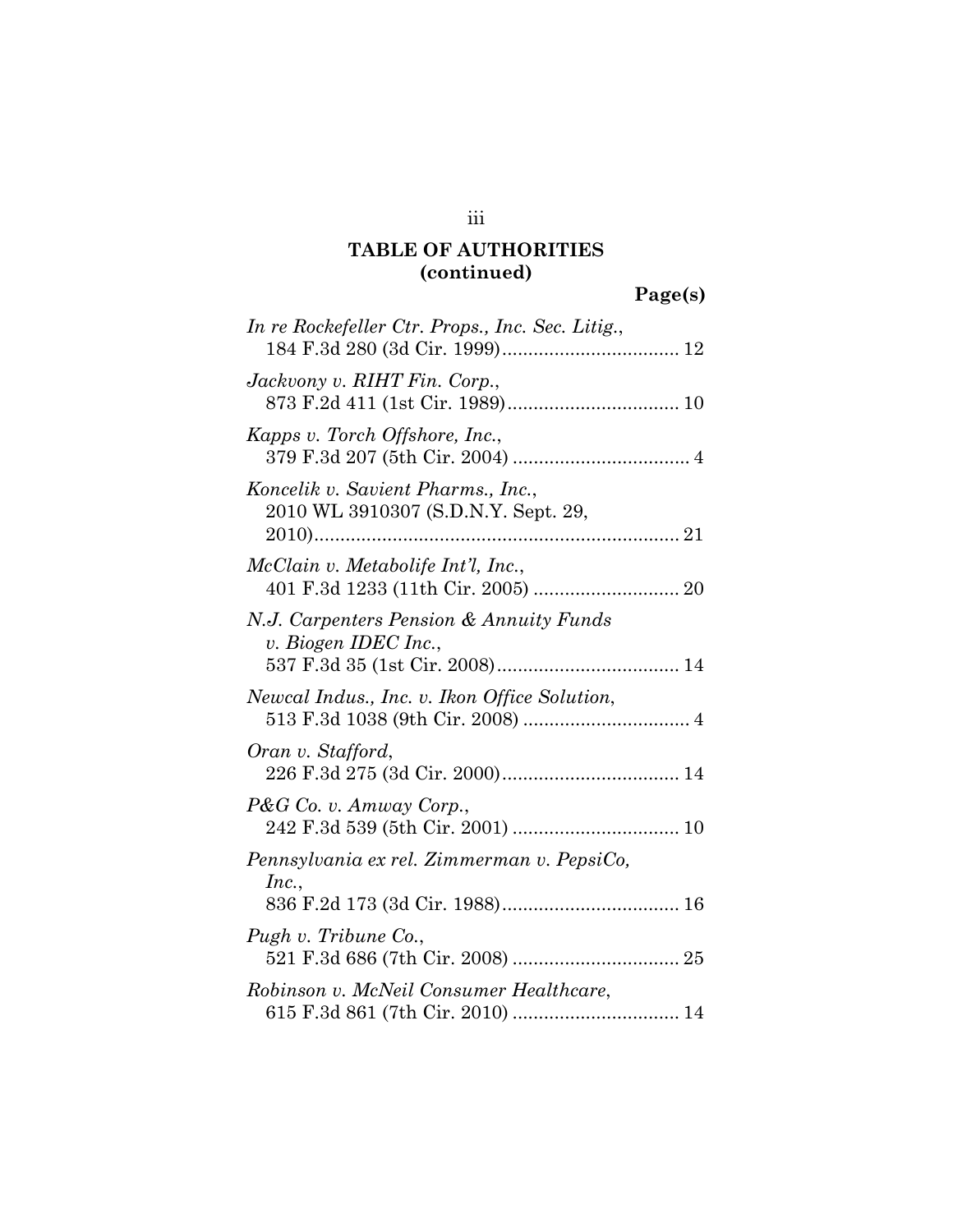## TABLE OF AUTHORITIES (continued)

**Page(s)**

*In re Rockefeller Ctr. Props., Inc. Sec. Litig.*, 184 F.3d 280 (3d Cir. 1999) ..... 12

*Jackvony v. RIHT Fin. Corp.*, 873 F.2d 411 (1st Cir. 1989) ..... 10

*Kapps v. Torch Offshore, Inc.*, 379 F.3d 207 (5th Cir. 2004) ..... 4

*Koncelik v. Savient Pharms., Inc.*, 2010 WL 3910307 (S.D.N.Y. Sept. 29, 2010) ..... 21

*McClain v. Metabolife Int'l, Inc.*, 401 F.3d 1233 (11th Cir. 2005) ..... 20

*N.J. Carpenters Pension & Annuity Funds v. Biogen IDEC Inc.*, 537 F.3d 35 (1st Cir. 2008) ..... 14

*Newcal Indus., Inc. v. Ikon Office Solution*, 513 F.3d 1038 (9th Cir. 2008) ..... 4

*Oran v. Stafford*, 226 F.3d 275 (3d Cir. 2000) ..... 14

*P&G Co. v. Amway Corp.*, 242 F.3d 539 (5th Cir. 2001) ..... 10

*Pennsylvania ex rel. Zimmerman v. PepsiCo, Inc.*, 836 F.2d 173 (3d Cir. 1988) ..... 16

*Pugh v. Tribune Co.*, 521 F.3d 686 (7th Cir. 2008) ..... 25

*Robinson v. McNeil Consumer Healthcare*, 615 F.3d 861 (7th Cir. 2010) ..... 14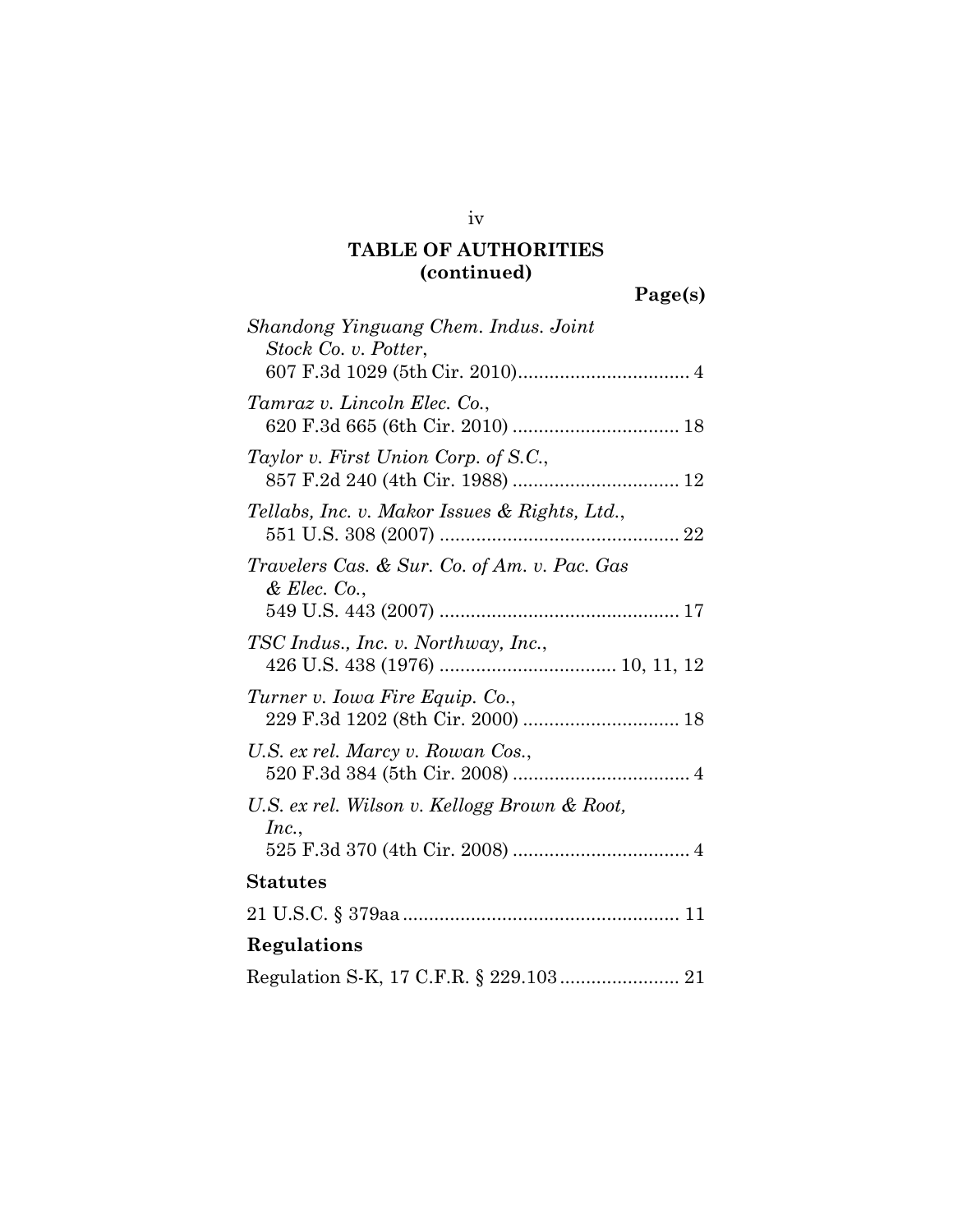## TABLE OF AUTHORITIES (continued)

**Page(s)**

*Shandong Yinguang Chem. Indus. Joint Stock Co. v. Potter*, 607 F.3d 1029 (5th Cir. 2010)................................ 4

*Tamraz v. Lincoln Elec. Co.*, 620 F.3d 665 (6th Cir. 2010) ................................ 18

*Taylor v. First Union Corp. of S.C.*, 857 F.2d 240 (4th Cir. 1988) ................................ 12

*Tellabs, Inc. v. Makor Issues & Rights, Ltd.*, 551 U.S. 308 (2007) .............................................. 22

*Travelers Cas. & Sur. Co. of Am. v. Pac. Gas & Elec. Co.*, 549 U.S. 443 (2007) .............................................. 17

*TSC Indus., Inc. v. Northway, Inc.*, 426 U.S. 438 (1976) .................................. 10, 11, 12

*Turner v. Iowa Fire Equip. Co.*, 229 F.3d 1202 (8th Cir. 2000) .............................. 18

*U.S. ex rel. Marcy v. Rowan Cos.*, 520 F.3d 384 (5th Cir. 2008) .................................. 4

*U.S. ex rel. Wilson v. Kellogg Brown & Root, Inc.*, 525 F.3d 370 (4th Cir. 2008) .................................. 4

### Statutes

21 U.S.C. § 379aa ..................................................... 11

### Regulations

Regulation S-K, 17 C.F.R. § 229.103 ....................... 21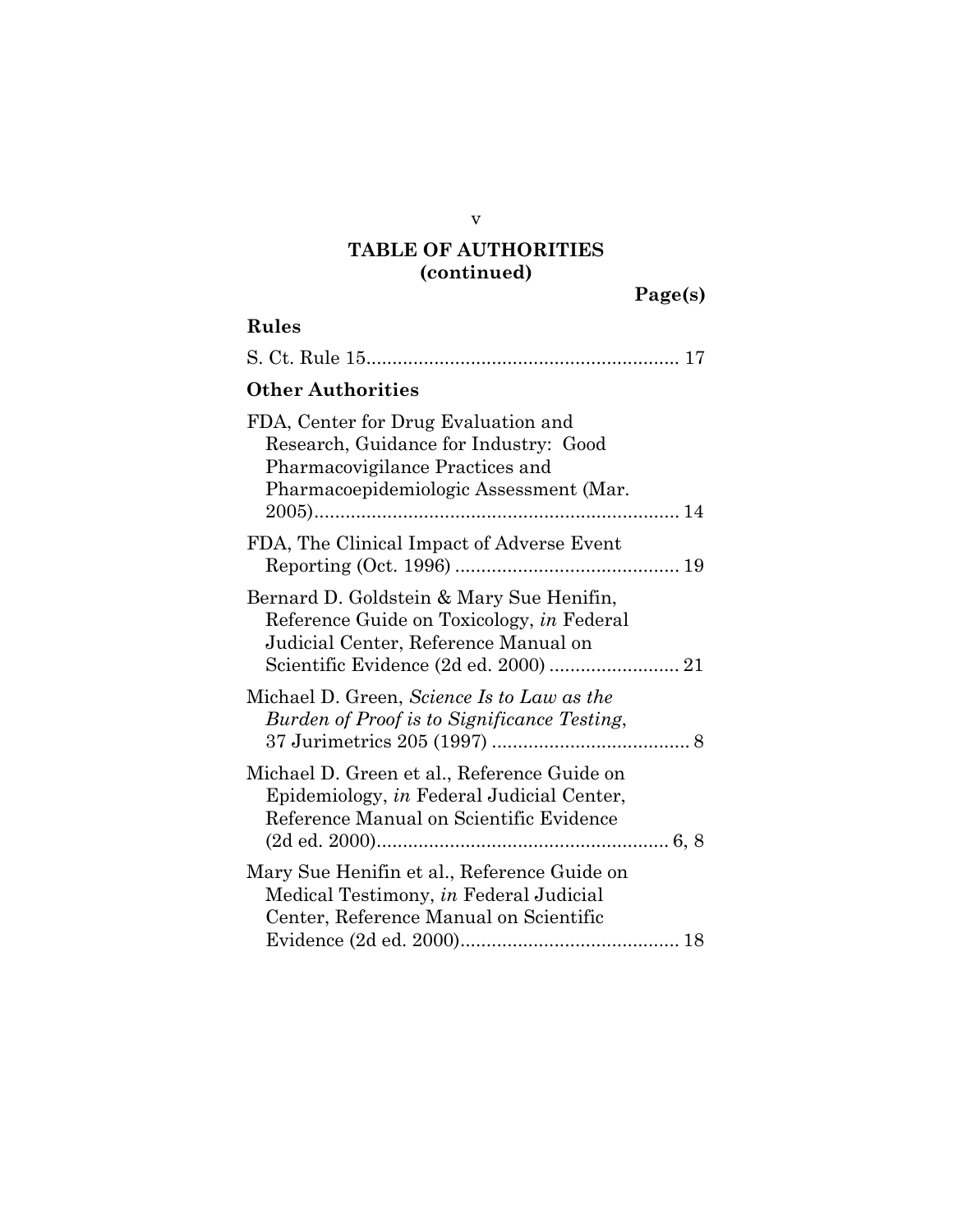## TABLE OF AUTHORITIES (continued)

**Page(s)**

### Rules

S. Ct. Rule 15 .......................................................... 17

### Other Authorities

FDA, Center for Drug Evaluation and Research, Guidance for Industry: Good Pharmacovigilance Practices and Pharmacoepidemiologic Assessment (Mar. 2005) ..................................................................... 14

FDA, The Clinical Impact of Adverse Event Reporting (Oct. 1996) ........................................... 19

Bernard D. Goldstein & Mary Sue Henifin, Reference Guide on Toxicology, *in* Federal Judicial Center, Reference Manual on Scientific Evidence (2d ed. 2000) ......................... 21

Michael D. Green, *Science Is to Law as the Burden of Proof is to Significance Testing*, 37 Jurimetrics 205 (1997) ...................................... 8

Michael D. Green et al., Reference Guide on Epidemiology, *in* Federal Judicial Center, Reference Manual on Scientific Evidence (2d ed. 2000) ....................................................... 6, 8

Mary Sue Henifin et al., Reference Guide on Medical Testimony, *in* Federal Judicial Center, Reference Manual on Scientific Evidence (2d ed. 2000) .......................................... 18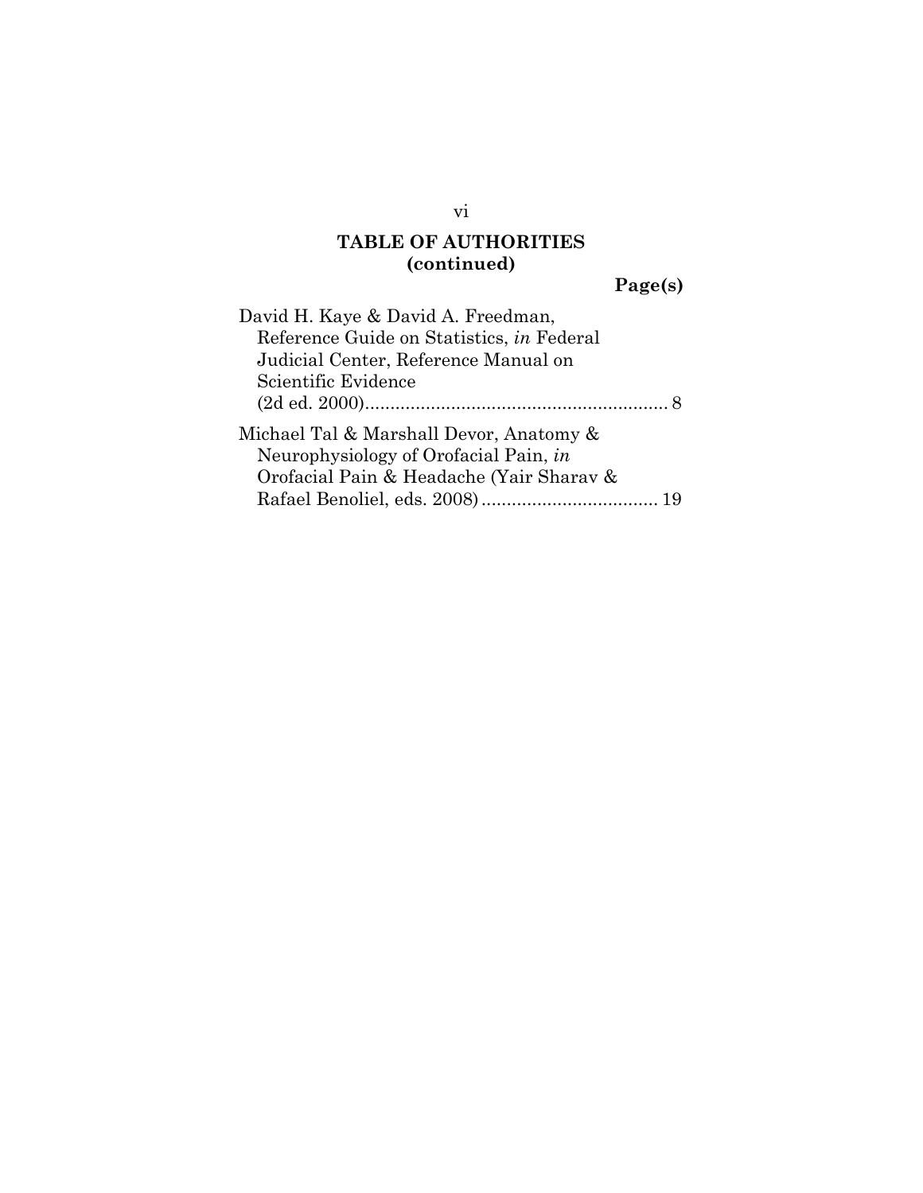## TABLE OF AUTHORITIES (continued)

**Page(s)**

David H. Kaye & David A. Freedman, Reference Guide on Statistics, *in* Federal Judicial Center, Reference Manual on Scientific Evidence (2d ed. 2000)............................................................ 8

Michael Tal & Marshall Devor, Anatomy & Neurophysiology of Orofacial Pain, *in* Orofacial Pain & Headache (Yair Sharav & Rafael Benoliel, eds. 2008)................................... 19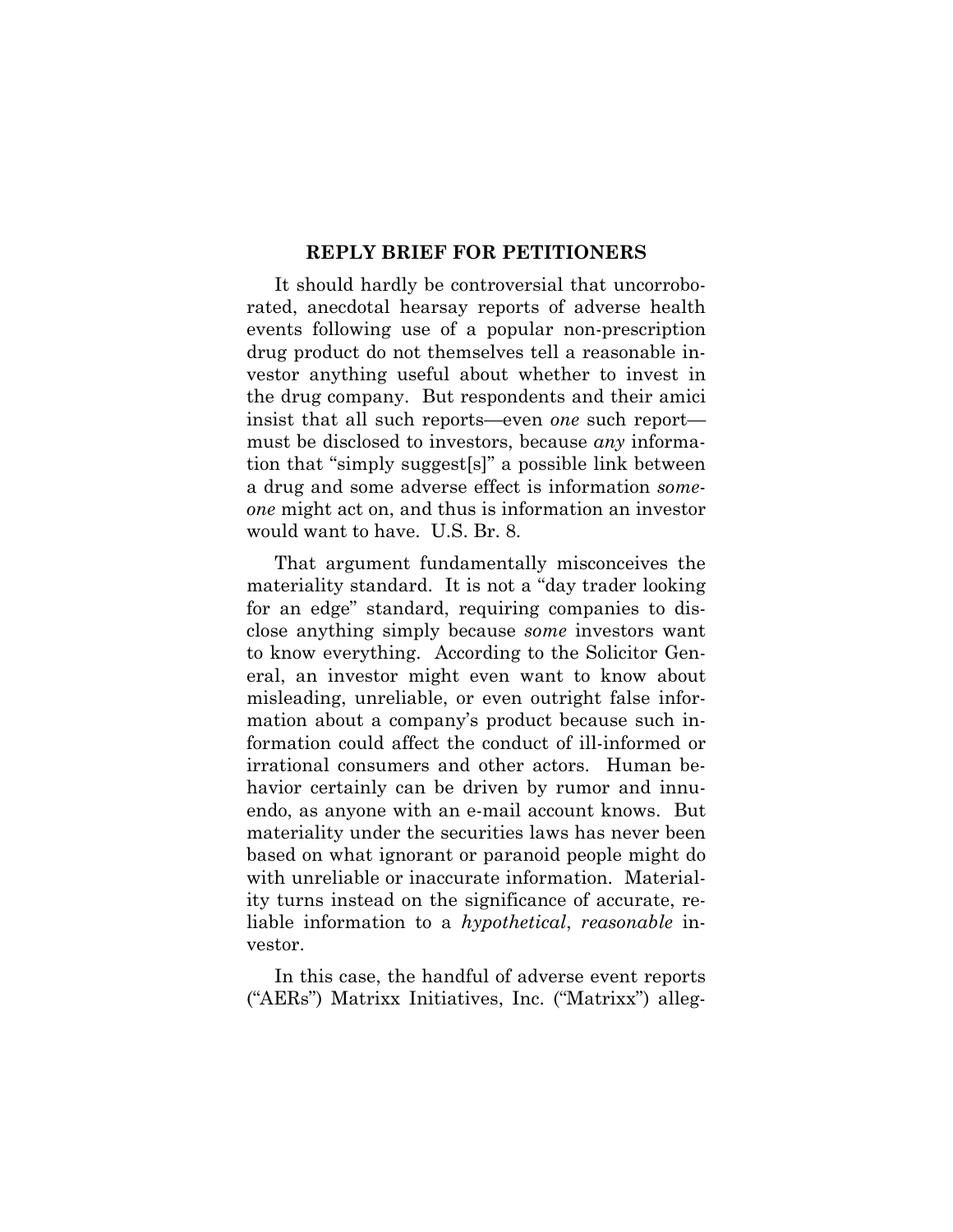## REPLY BRIEF FOR PETITIONERS

It should hardly be controversial that uncorroborated, anecdotal hearsay reports of adverse health events following use of a popular non-prescription drug product do not themselves tell a reasonable investor anything useful about whether to invest in the drug company. But respondents and their amici insist that all such reports—even *one* such report—must be disclosed to investors, because *any* information that "simply suggest[s]" a possible link between a drug and some adverse effect is information *someone* might act on, and thus is information an investor would want to have. U.S. Br. 8.

That argument fundamentally misconceives the materiality standard. It is not a "day trader looking for an edge" standard, requiring companies to disclose anything simply because *some* investors want to know everything. According to the Solicitor General, an investor might even want to know about misleading, unreliable, or even outright false information about a company's product because such information could affect the conduct of ill-informed or irrational consumers and other actors. Human behavior certainly can be driven by rumor and innuendo, as anyone with an e-mail account knows. But materiality under the securities laws has never been based on what ignorant or paranoid people might do with unreliable or inaccurate information. Materiality turns instead on the significance of accurate, reliable information to a *hypothetical*, *reasonable* investor.

In this case, the handful of adverse event reports ("AERs") Matrixx Initiatives, Inc. ("Matrixx") alleg-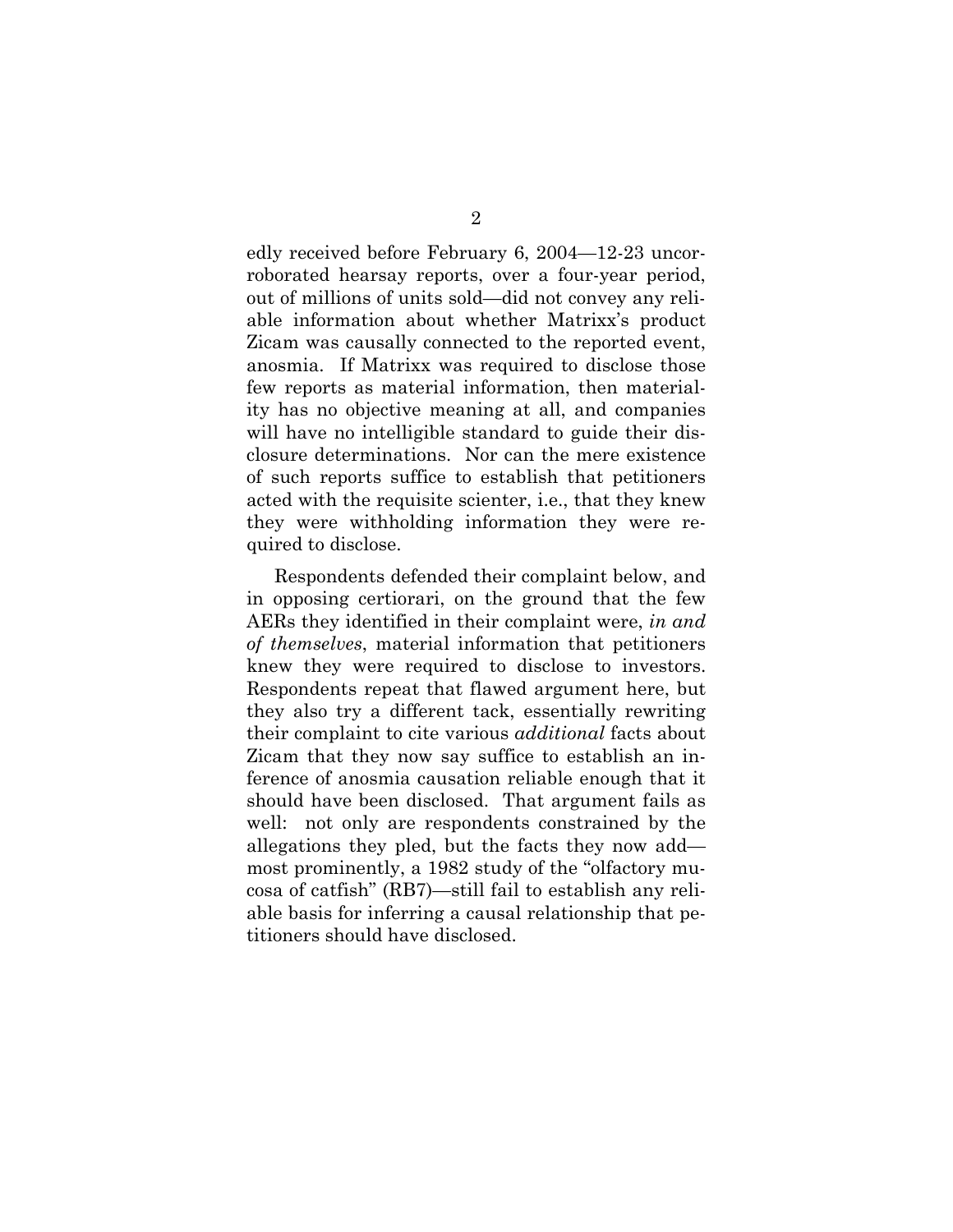edly received before February 6, 2004—12-23 uncorroborated hearsay reports, over a four-year period, out of millions of units sold—did not convey any reliable information about whether Matrixx's product Zicam was causally connected to the reported event, anosmia. If Matrixx was required to disclose those few reports as material information, then materiality has no objective meaning at all, and companies will have no intelligible standard to guide their disclosure determinations. Nor can the mere existence of such reports suffice to establish that petitioners acted with the requisite scienter, i.e., that they knew they were withholding information they were required to disclose.

Respondents defended their complaint below, and in opposing certiorari, on the ground that the few AERs they identified in their complaint were, *in and of themselves*, material information that petitioners knew they were required to disclose to investors. Respondents repeat that flawed argument here, but they also try a different tack, essentially rewriting their complaint to cite various *additional* facts about Zicam that they now say suffice to establish an inference of anosmia causation reliable enough that it should have been disclosed. That argument fails as well: not only are respondents constrained by the allegations they pled, but the facts they now add—most prominently, a 1982 study of the "olfactory mucosa of catfish" (RB7)—still fail to establish any reliable basis for inferring a causal relationship that petitioners should have disclosed.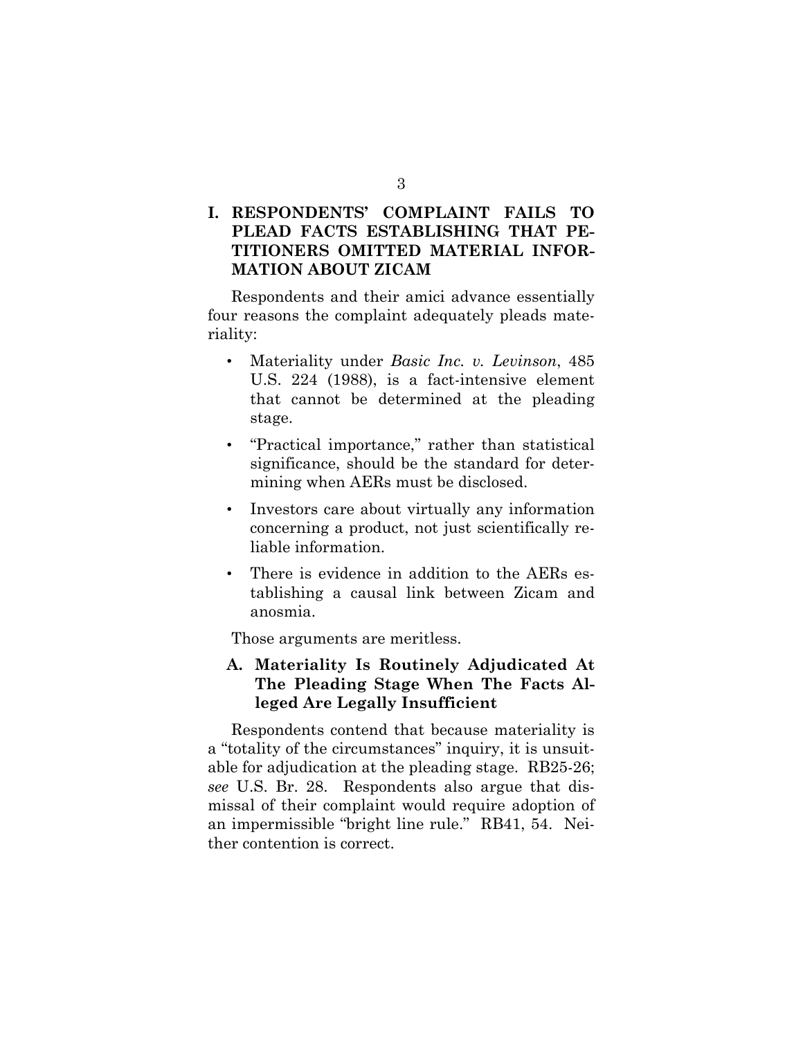## I. RESPONDENTS' COMPLAINT FAILS TO PLEAD FACTS ESTABLISHING THAT PETITIONERS OMITTED MATERIAL INFORMATION ABOUT ZICAM

Respondents and their amici advance essentially four reasons the complaint adequately pleads materiality:

- Materiality under *Basic Inc. v. Levinson*, 485 U.S. 224 (1988), is a fact-intensive element that cannot be determined at the pleading stage.
- "Practical importance," rather than statistical significance, should be the standard for determining when AERs must be disclosed.
- Investors care about virtually any information concerning a product, not just scientifically reliable information.
- There is evidence in addition to the AERs establishing a causal link between Zicam and anosmia.

Those arguments are meritless.

### A. Materiality Is Routinely Adjudicated At The Pleading Stage When The Facts Alleged Are Legally Insufficient

Respondents contend that because materiality is a "totality of the circumstances" inquiry, it is unsuitable for adjudication at the pleading stage. RB25-26; *see* U.S. Br. 28. Respondents also argue that dismissal of their complaint would require adoption of an impermissible "bright line rule." RB41, 54. Neither contention is correct.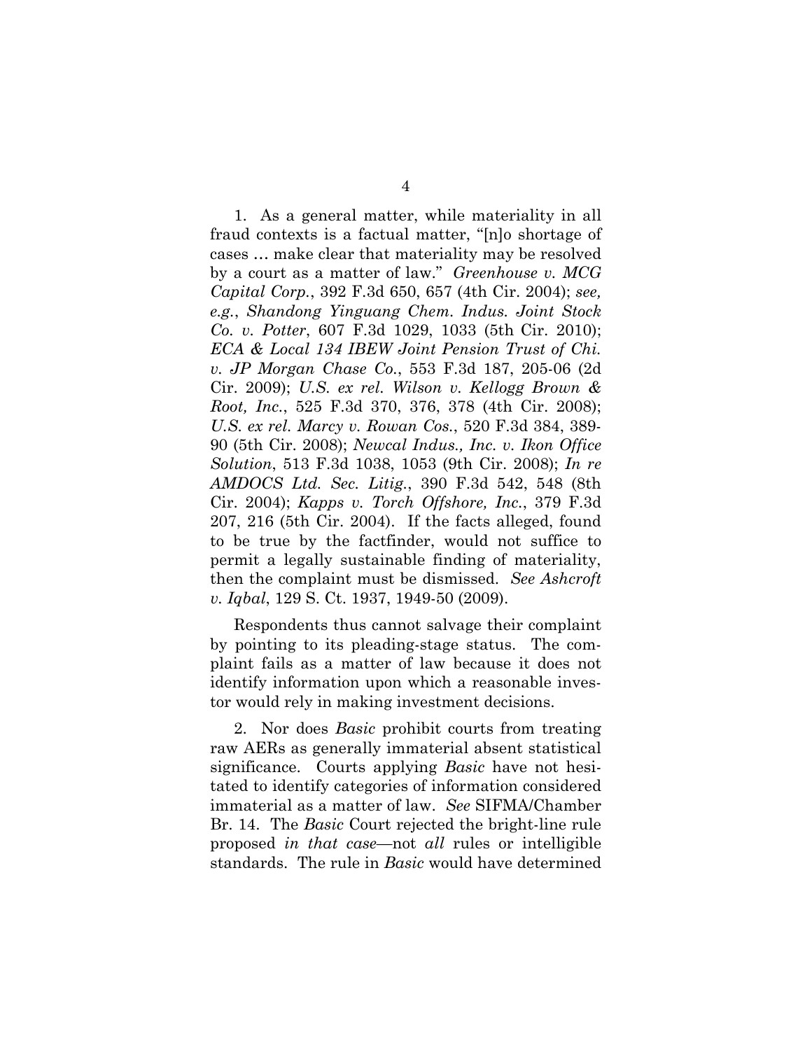1. As a general matter, while materiality in all fraud contexts is a factual matter, "[n]o shortage of cases … make clear that materiality may be resolved by a court as a matter of law." *Greenhouse v. MCG Capital Corp.*, 392 F.3d 650, 657 (4th Cir. 2004); *see, e.g.*, *Shandong Yinguang Chem. Indus. Joint Stock Co. v. Potter*, 607 F.3d 1029, 1033 (5th Cir. 2010); *ECA & Local 134 IBEW Joint Pension Trust of Chi. v. JP Morgan Chase Co.*, 553 F.3d 187, 205-06 (2d Cir. 2009); *U.S. ex rel. Wilson v. Kellogg Brown & Root, Inc.*, 525 F.3d 370, 376, 378 (4th Cir. 2008); *U.S. ex rel. Marcy v. Rowan Cos.*, 520 F.3d 384, 389-90 (5th Cir. 2008); *Newcal Indus., Inc. v. Ikon Office Solution*, 513 F.3d 1038, 1053 (9th Cir. 2008); *In re AMDOCS Ltd. Sec. Litig.*, 390 F.3d 542, 548 (8th Cir. 2004); *Kapps v. Torch Offshore, Inc.*, 379 F.3d 207, 216 (5th Cir. 2004). If the facts alleged, found to be true by the factfinder, would not suffice to permit a legally sustainable finding of materiality, then the complaint must be dismissed. *See Ashcroft v. Iqbal*, 129 S. Ct. 1937, 1949-50 (2009).

Respondents thus cannot salvage their complaint by pointing to its pleading-stage status. The complaint fails as a matter of law because it does not identify information upon which a reasonable investor would rely in making investment decisions.

2. Nor does *Basic* prohibit courts from treating raw AERs as generally immaterial absent statistical significance. Courts applying *Basic* have not hesitated to identify categories of information considered immaterial as a matter of law. *See* SIFMA/Chamber Br. 14. The *Basic* Court rejected the bright-line rule proposed *in that case*—not *all* rules or intelligible standards. The rule in *Basic* would have determined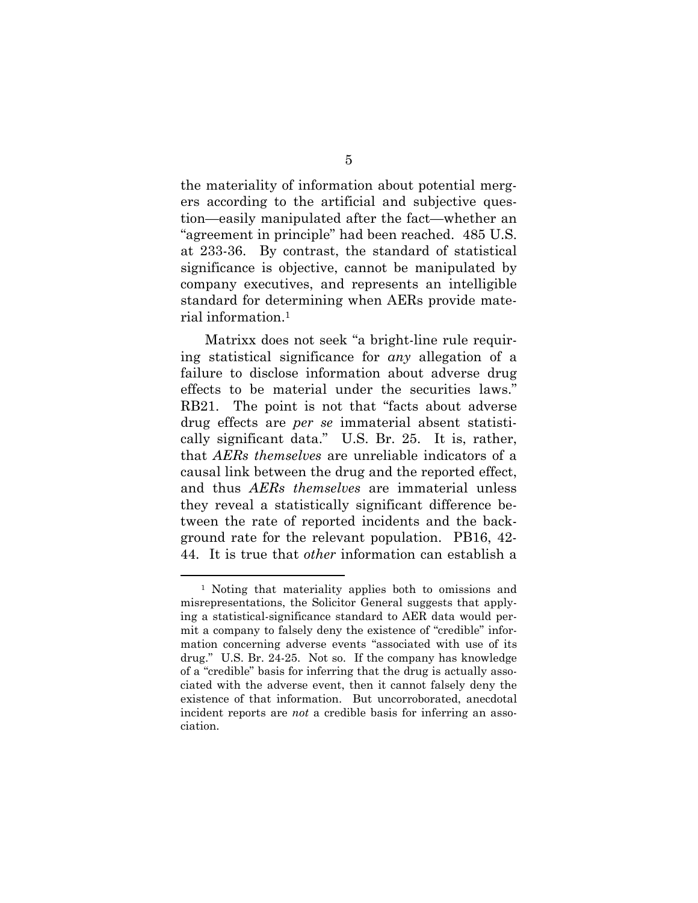the materiality of information about potential mergers according to the artificial and subjective question—easily manipulated after the fact—whether an "agreement in principle" had been reached. 485 U.S. at 233-36. By contrast, the standard of statistical significance is objective, cannot be manipulated by company executives, and represents an intelligible standard for determining when AERs provide material information.[1]

Matrixx does not seek "a bright-line rule requiring statistical significance for *any* allegation of a failure to disclose information about adverse drug effects to be material under the securities laws." RB21. The point is not that "facts about adverse drug effects are *per se* immaterial absent statistically significant data." U.S. Br. 25. It is, rather, that *AERs themselves* are unreliable indicators of a causal link between the drug and the reported effect, and thus *AERs themselves* are immaterial unless they reveal a statistically significant difference between the rate of reported incidents and the background rate for the relevant population. PB16, 42-44. It is true that *other* information can establish a

[1] Noting that materiality applies both to omissions and misrepresentations, the Solicitor General suggests that applying a statistical-significance standard to AER data would permit a company to falsely deny the existence of "credible" information concerning adverse events "associated with use of its drug." U.S. Br. 24-25. Not so. If the company has knowledge of a "credible" basis for inferring that the drug is actually associated with the adverse event, then it cannot falsely deny the existence of that information. But uncorroborated, anecdotal incident reports are *not* a credible basis for inferring an association.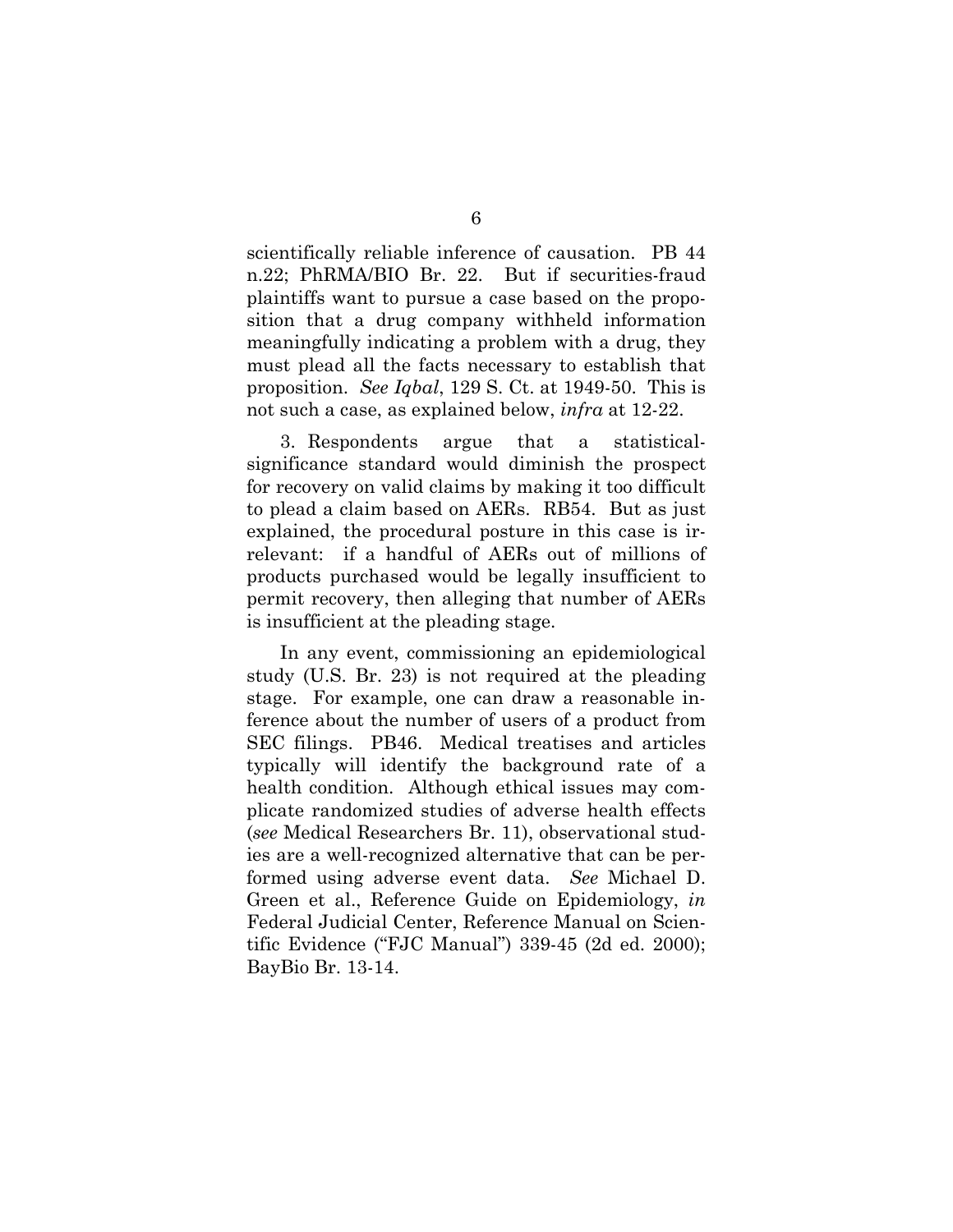scientifically reliable inference of causation. PB 44 n.22; PhRMA/BIO Br. 22. But if securities-fraud plaintiffs want to pursue a case based on the proposition that a drug company withheld information meaningfully indicating a problem with a drug, they must plead all the facts necessary to establish that proposition. *See Iqbal*, 129 S. Ct. at 1949-50. This is not such a case, as explained below, *infra* at 12-22.

3. Respondents argue that a statistical-significance standard would diminish the prospect for recovery on valid claims by making it too difficult to plead a claim based on AERs. RB54. But as just explained, the procedural posture in this case is irrelevant: if a handful of AERs out of millions of products purchased would be legally insufficient to permit recovery, then alleging that number of AERs is insufficient at the pleading stage.

In any event, commissioning an epidemiological study (U.S. Br. 23) is not required at the pleading stage. For example, one can draw a reasonable inference about the number of users of a product from SEC filings. PB46. Medical treatises and articles typically will identify the background rate of a health condition. Although ethical issues may complicate randomized studies of adverse health effects (*see* Medical Researchers Br. 11), observational studies are a well-recognized alternative that can be performed using adverse event data. *See* Michael D. Green et al., Reference Guide on Epidemiology, *in* Federal Judicial Center, Reference Manual on Scientific Evidence ("FJC Manual") 339-45 (2d ed. 2000); BayBio Br. 13-14.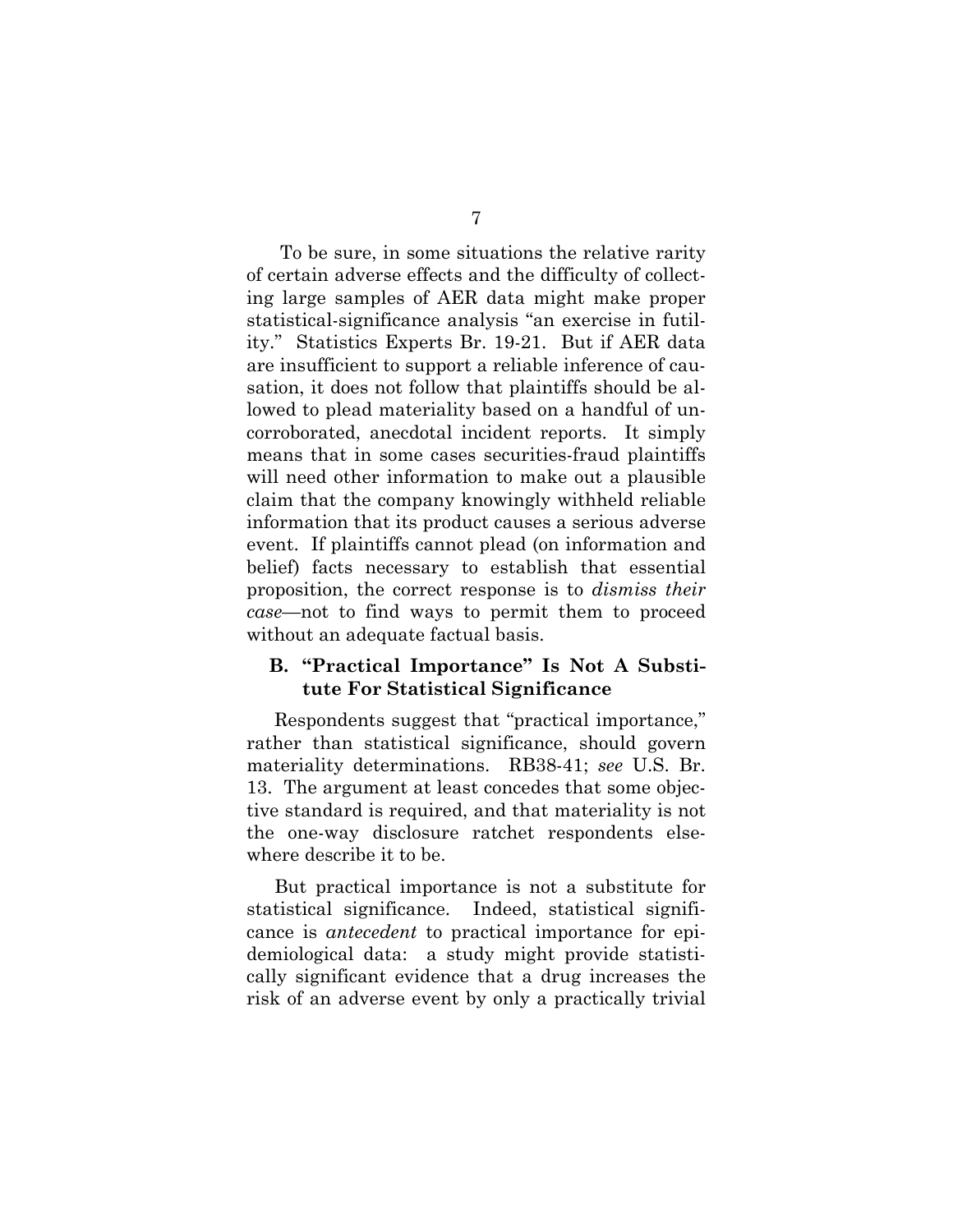To be sure, in some situations the relative rarity of certain adverse effects and the difficulty of collecting large samples of AER data might make proper statistical-significance analysis "an exercise in futility." Statistics Experts Br. 19-21. But if AER data are insufficient to support a reliable inference of causation, it does not follow that plaintiffs should be allowed to plead materiality based on a handful of uncorroborated, anecdotal incident reports. It simply means that in some cases securities-fraud plaintiffs will need other information to make out a plausible claim that the company knowingly withheld reliable information that its product causes a serious adverse event. If plaintiffs cannot plead (on information and belief) facts necessary to establish that essential proposition, the correct response is to *dismiss their case*—not to find ways to permit them to proceed without an adequate factual basis.

### B. "Practical Importance" Is Not A Substitute For Statistical Significance

Respondents suggest that "practical importance," rather than statistical significance, should govern materiality determinations. RB38-41; *see* U.S. Br. 13. The argument at least concedes that some objective standard is required, and that materiality is not the one-way disclosure ratchet respondents elsewhere describe it to be.

But practical importance is not a substitute for statistical significance. Indeed, statistical significance is *antecedent* to practical importance for epidemiological data: a study might provide statistically significant evidence that a drug increases the risk of an adverse event by only a practically trivial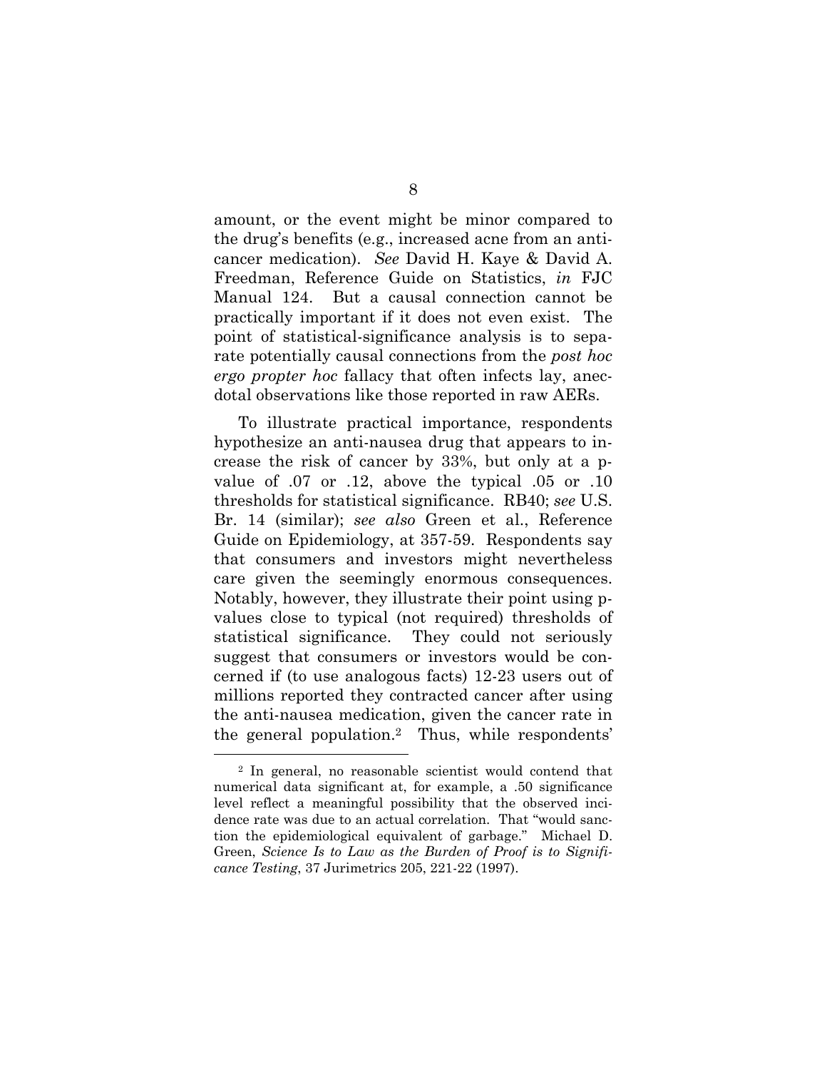amount, or the event might be minor compared to the drug's benefits (e.g., increased acne from an anti-cancer medication). *See* David H. Kaye & David A. Freedman, Reference Guide on Statistics, *in* FJC Manual 124. But a causal connection cannot be practically important if it does not even exist. The point of statistical-significance analysis is to separate potentially causal connections from the *post hoc ergo propter hoc* fallacy that often infects lay, anecdotal observations like those reported in raw AERs.

To illustrate practical importance, respondents hypothesize an anti-nausea drug that appears to increase the risk of cancer by 33%, but only at a p-value of .07 or .12, above the typical .05 or .10 thresholds for statistical significance. RB40; *see* U.S. Br. 14 (similar); *see also* Green et al., Reference Guide on Epidemiology, at 357-59. Respondents say that consumers and investors might nevertheless care given the seemingly enormous consequences. Notably, however, they illustrate their point using p-values close to typical (not required) thresholds of statistical significance. They could not seriously suggest that consumers or investors would be concerned if (to use analogous facts) 12-23 users out of millions reported they contracted cancer after using the anti-nausea medication, given the cancer rate in the general population.[2] Thus, while respondents'

[2] In general, no reasonable scientist would contend that numerical data significant at, for example, a .50 significance level reflect a meaningful possibility that the observed incidence rate was due to an actual correlation. That "would sanction the epidemiological equivalent of garbage." Michael D. Green, *Science Is to Law as the Burden of Proof is to Significance Testing*, 37 Jurimetrics 205, 221-22 (1997).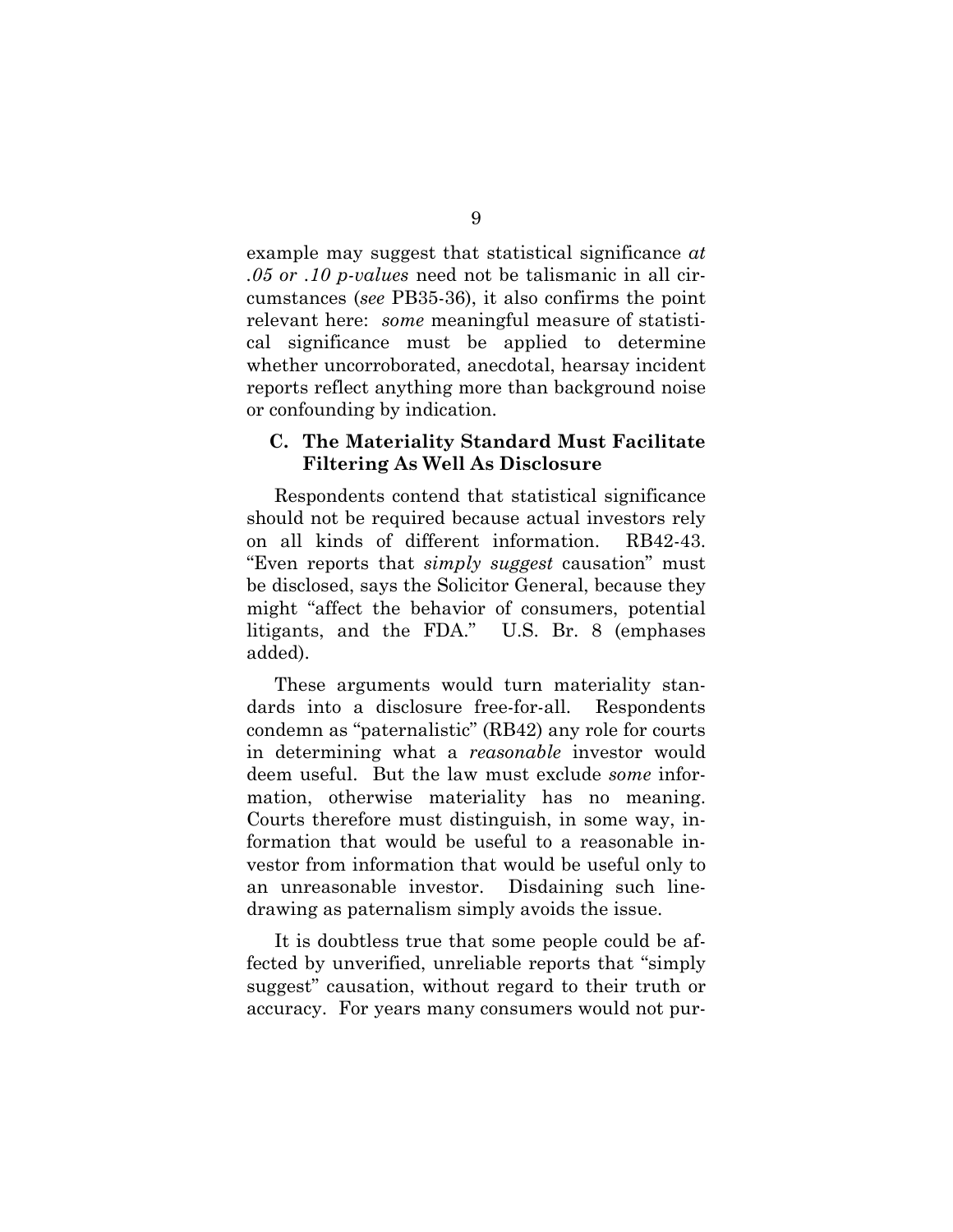example may suggest that statistical significance *at .05 or .10 p-values* need not be talismanic in all circumstances (*see* PB35-36), it also confirms the point relevant here: *some* meaningful measure of statistical significance must be applied to determine whether uncorroborated, anecdotal, hearsay incident reports reflect anything more than background noise or confounding by indication.

### C. The Materiality Standard Must Facilitate Filtering As Well As Disclosure

Respondents contend that statistical significance should not be required because actual investors rely on all kinds of different information. RB42-43. "Even reports that *simply suggest* causation" must be disclosed, says the Solicitor General, because they might "affect the behavior of consumers, potential litigants, and the FDA." U.S. Br. 8 (emphases added).

These arguments would turn materiality standards into a disclosure free-for-all. Respondents condemn as "paternalistic" (RB42) any role for courts in determining what a *reasonable* investor would deem useful. But the law must exclude *some* information, otherwise materiality has no meaning. Courts therefore must distinguish, in some way, information that would be useful to a reasonable investor from information that would be useful only to an unreasonable investor. Disdaining such line-drawing as paternalism simply avoids the issue.

It is doubtless true that some people could be affected by unverified, unreliable reports that "simply suggest" causation, without regard to their truth or accuracy. For years many consumers would not pur-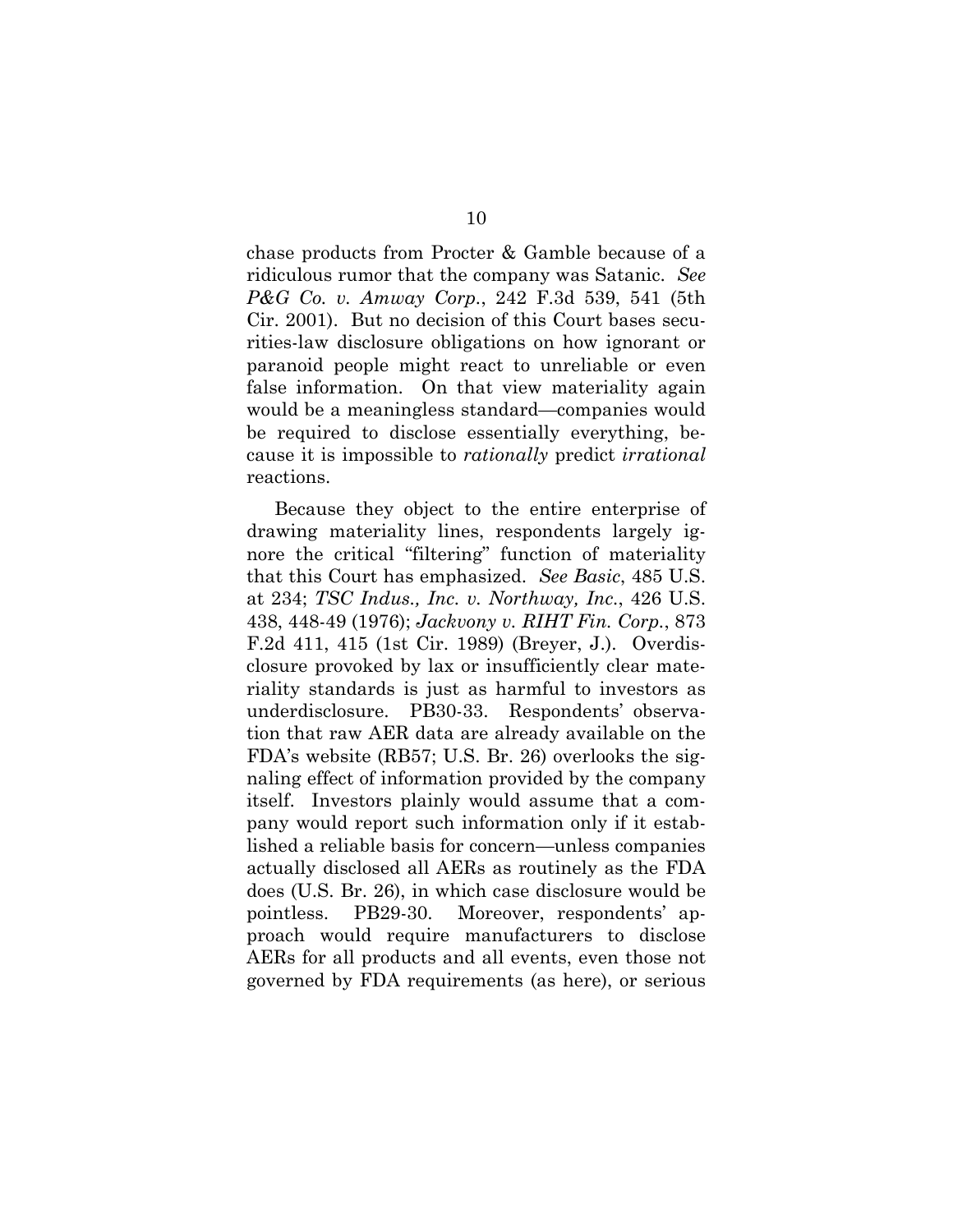chase products from Procter & Gamble because of a ridiculous rumor that the company was Satanic. *See P&G Co. v. Amway Corp.*, 242 F.3d 539, 541 (5th Cir. 2001). But no decision of this Court bases securities-law disclosure obligations on how ignorant or paranoid people might react to unreliable or even false information. On that view materiality again would be a meaningless standard—companies would be required to disclose essentially everything, because it is impossible to *rationally* predict *irrational* reactions.

Because they object to the entire enterprise of drawing materiality lines, respondents largely ignore the critical "filtering" function of materiality that this Court has emphasized. *See Basic*, 485 U.S. at 234; *TSC Indus., Inc. v. Northway, Inc.*, 426 U.S. 438, 448-49 (1976); *Jackvony v. RIHT Fin. Corp.*, 873 F.2d 411, 415 (1st Cir. 1989) (Breyer, J.). Overdisclosure provoked by lax or insufficiently clear materiality standards is just as harmful to investors as underdisclosure. PB30-33. Respondents' observation that raw AER data are already available on the FDA's website (RB57; U.S. Br. 26) overlooks the signaling effect of information provided by the company itself. Investors plainly would assume that a company would report such information only if it established a reliable basis for concern—unless companies actually disclosed all AERs as routinely as the FDA does (U.S. Br. 26), in which case disclosure would be pointless. PB29-30. Moreover, respondents' approach would require manufacturers to disclose AERs for all products and all events, even those not governed by FDA requirements (as here), or serious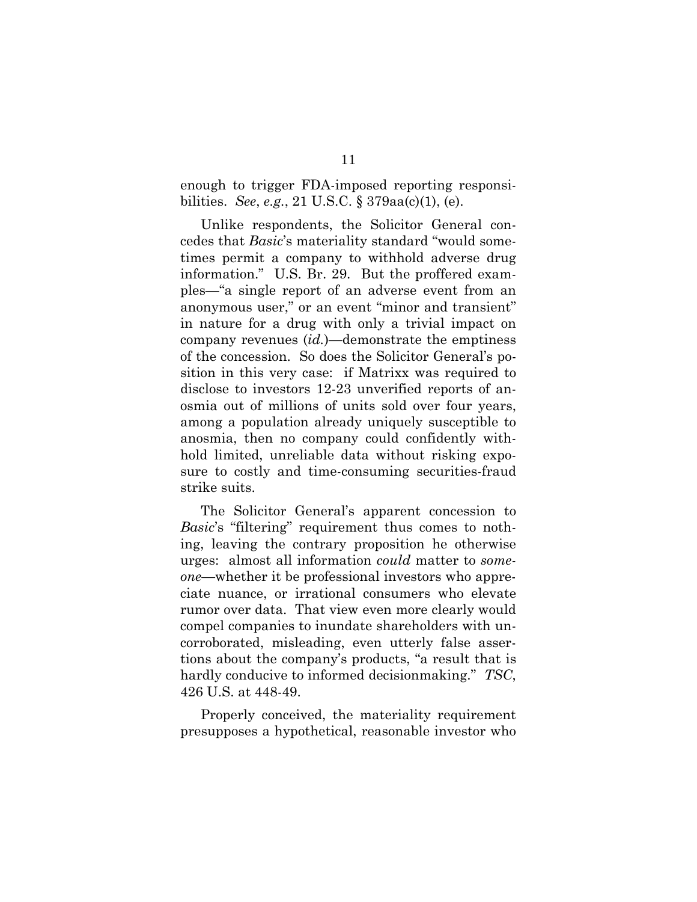enough to trigger FDA-imposed reporting responsibilities. *See*, *e.g.*, 21 U.S.C. § 379aa(c)(1), (e).

Unlike respondents, the Solicitor General concedes that *Basic*'s materiality standard "would sometimes permit a company to withhold adverse drug information." U.S. Br. 29. But the proffered examples—"a single report of an adverse event from an anonymous user," or an event "minor and transient" in nature for a drug with only a trivial impact on company revenues (*id.*)—demonstrate the emptiness of the concession. So does the Solicitor General's position in this very case: if Matrixx was required to disclose to investors 12-23 unverified reports of anosmia out of millions of units sold over four years, among a population already uniquely susceptible to anosmia, then no company could confidently withhold limited, unreliable data without risking exposure to costly and time-consuming securities-fraud strike suits.

The Solicitor General's apparent concession to *Basic*'s "filtering" requirement thus comes to nothing, leaving the contrary proposition he otherwise urges: almost all information *could* matter to *someone*—whether it be professional investors who appreciate nuance, or irrational consumers who elevate rumor over data. That view even more clearly would compel companies to inundate shareholders with uncorroborated, misleading, even utterly false assertions about the company's products, "a result that is hardly conducive to informed decisionmaking." *TSC*, 426 U.S. at 448-49.

Properly conceived, the materiality requirement presupposes a hypothetical, reasonable investor who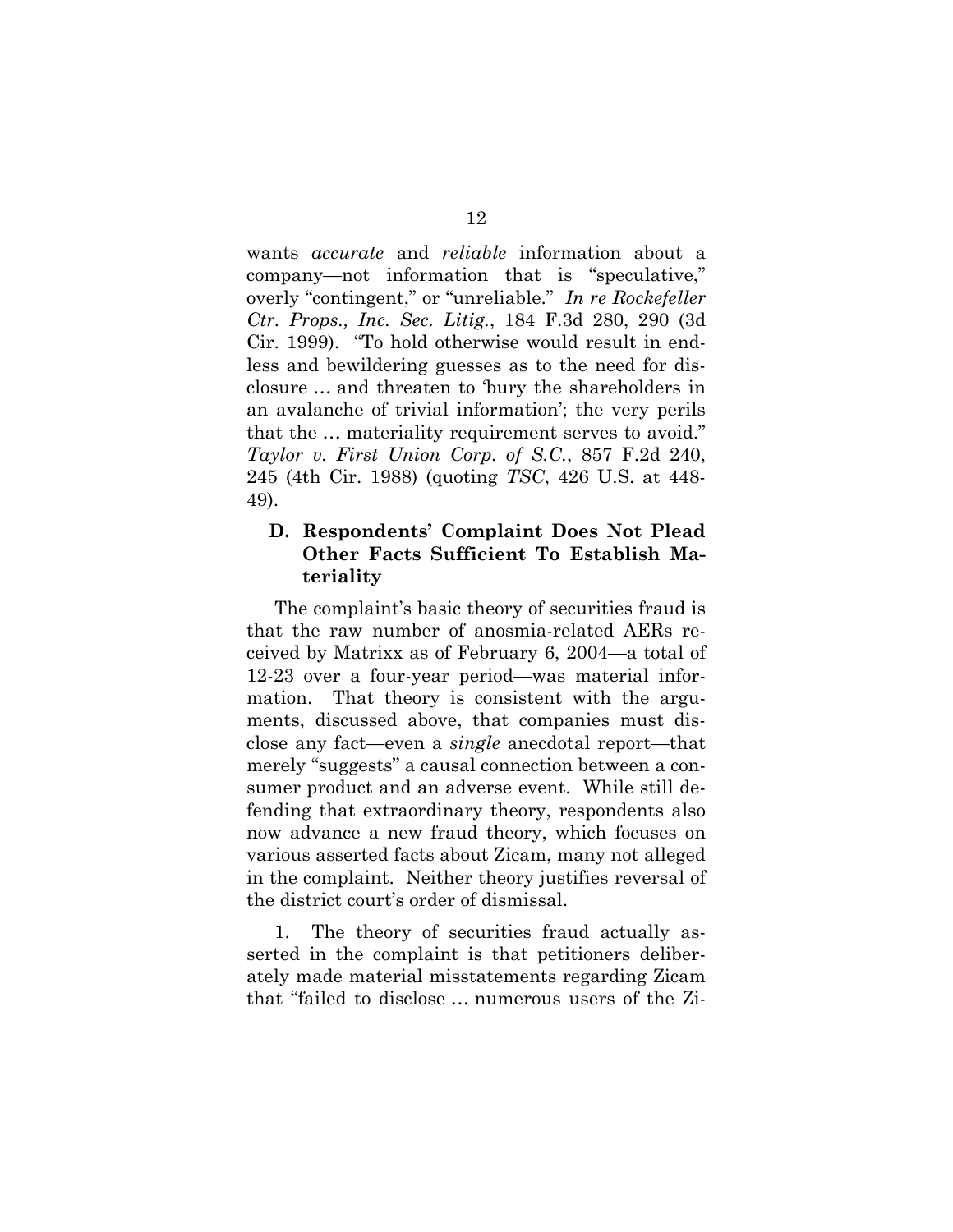wants *accurate* and *reliable* information about a company—not information that is "speculative," overly "contingent," or "unreliable." *In re Rockefeller Ctr. Props., Inc. Sec. Litig.*, 184 F.3d 280, 290 (3d Cir. 1999). "To hold otherwise would result in endless and bewildering guesses as to the need for disclosure … and threaten to 'bury the shareholders in an avalanche of trivial information'; the very perils that the … materiality requirement serves to avoid." *Taylor v. First Union Corp. of S.C.*, 857 F.2d 240, 245 (4th Cir. 1988) (quoting *TSC*, 426 U.S. at 448-49).

### D. Respondents' Complaint Does Not Plead Other Facts Sufficient To Establish Materiality

The complaint's basic theory of securities fraud is that the raw number of anosmia-related AERs received by Matrixx as of February 6, 2004—a total of 12-23 over a four-year period—was material information. That theory is consistent with the arguments, discussed above, that companies must disclose any fact—even a *single* anecdotal report—that merely "suggests" a causal connection between a consumer product and an adverse event. While still defending that extraordinary theory, respondents also now advance a new fraud theory, which focuses on various asserted facts about Zicam, many not alleged in the complaint. Neither theory justifies reversal of the district court's order of dismissal.

1. The theory of securities fraud actually asserted in the complaint is that petitioners deliberately made material misstatements regarding Zicam that "failed to disclose … numerous users of the Zi-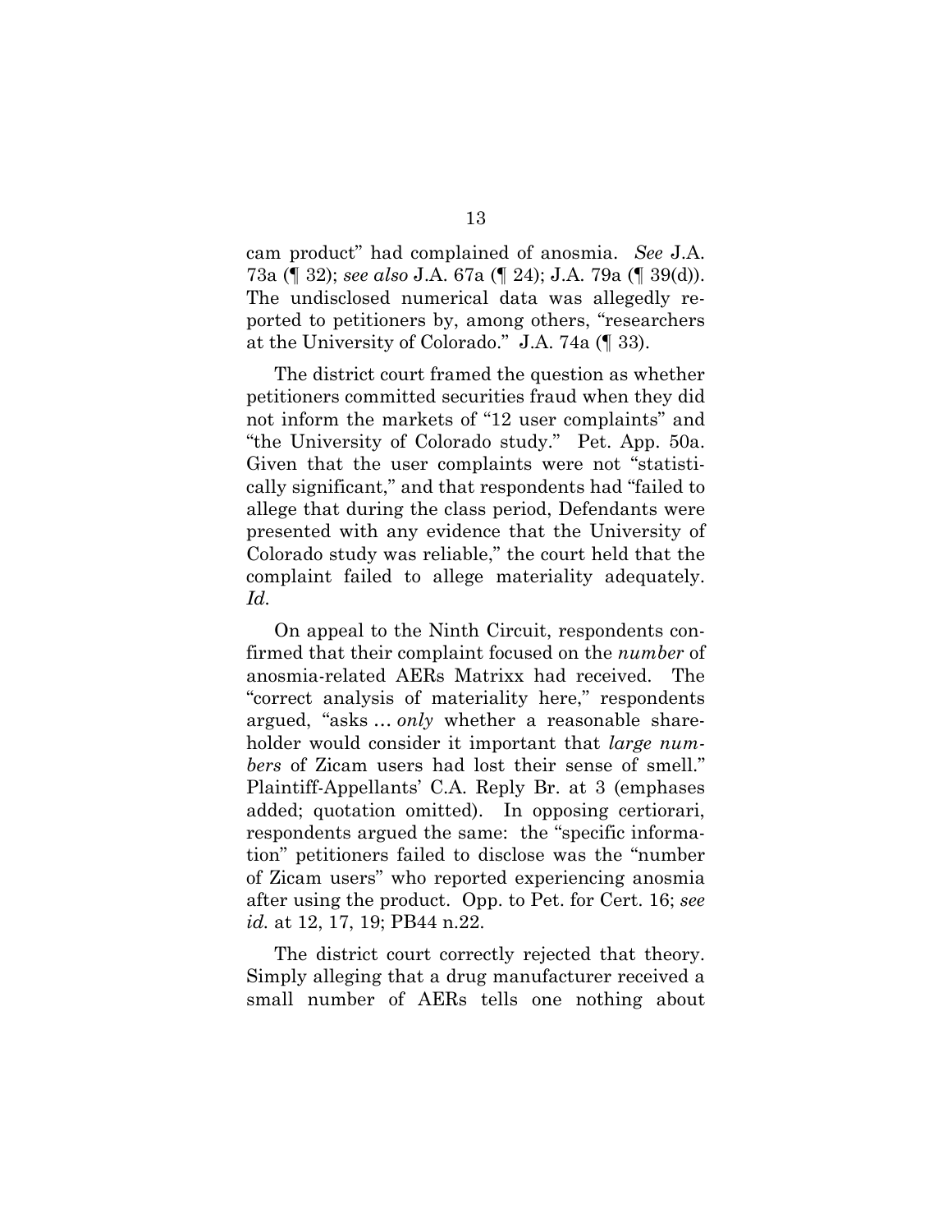cam product" had complained of anosmia. *See* J.A. 73a (¶ 32); *see also* J.A. 67a (¶ 24); J.A. 79a (¶ 39(d)). The undisclosed numerical data was allegedly reported to petitioners by, among others, "researchers at the University of Colorado." J.A. 74a (¶ 33).

The district court framed the question as whether petitioners committed securities fraud when they did not inform the markets of "12 user complaints" and "the University of Colorado study." Pet. App. 50a. Given that the user complaints were not "statistically significant," and that respondents had "failed to allege that during the class period, Defendants were presented with any evidence that the University of Colorado study was reliable," the court held that the complaint failed to allege materiality adequately. *Id.*

On appeal to the Ninth Circuit, respondents confirmed that their complaint focused on the *number* of anosmia-related AERs Matrixx had received. The "correct analysis of materiality here," respondents argued, "asks … *only* whether a reasonable shareholder would consider it important that *large numbers* of Zicam users had lost their sense of smell." Plaintiff-Appellants' C.A. Reply Br. at 3 (emphases added; quotation omitted). In opposing certiorari, respondents argued the same: the "specific information" petitioners failed to disclose was the "number of Zicam users" who reported experiencing anosmia after using the product. Opp. to Pet. for Cert. 16; *see id.* at 12, 17, 19; PB44 n.22.

The district court correctly rejected that theory. Simply alleging that a drug manufacturer received a small number of AERs tells one nothing about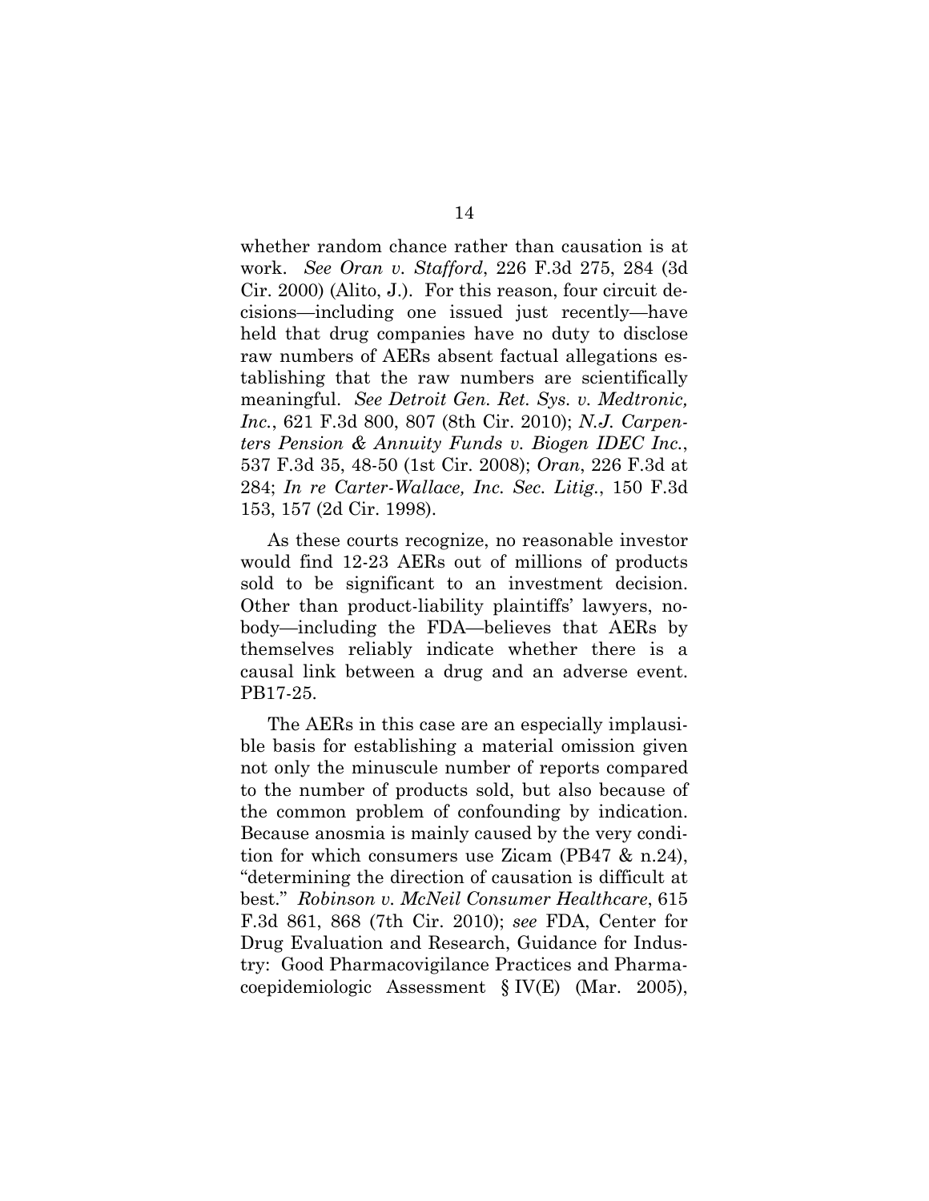whether random chance rather than causation is at work. *See Oran v. Stafford*, 226 F.3d 275, 284 (3d Cir. 2000) (Alito, J.). For this reason, four circuit decisions—including one issued just recently—have held that drug companies have no duty to disclose raw numbers of AERs absent factual allegations establishing that the raw numbers are scientifically meaningful. *See Detroit Gen. Ret. Sys. v. Medtronic, Inc.*, 621 F.3d 800, 807 (8th Cir. 2010); *N.J. Carpenters Pension & Annuity Funds v. Biogen IDEC Inc.*, 537 F.3d 35, 48-50 (1st Cir. 2008); *Oran*, 226 F.3d at 284; *In re Carter-Wallace, Inc. Sec. Litig.*, 150 F.3d 153, 157 (2d Cir. 1998).

As these courts recognize, no reasonable investor would find 12-23 AERs out of millions of products sold to be significant to an investment decision. Other than product-liability plaintiffs' lawyers, nobody—including the FDA—believes that AERs by themselves reliably indicate whether there is a causal link between a drug and an adverse event. PB17-25.

The AERs in this case are an especially implausible basis for establishing a material omission given not only the minuscule number of reports compared to the number of products sold, but also because of the common problem of confounding by indication. Because anosmia is mainly caused by the very condition for which consumers use Zicam (PB47 & n.24), "determining the direction of causation is difficult at best." *Robinson v. McNeil Consumer Healthcare*, 615 F.3d 861, 868 (7th Cir. 2010); *see* FDA, Center for Drug Evaluation and Research, Guidance for Industry: Good Pharmacovigilance Practices and Pharmacoepidemiologic Assessment § IV(E) (Mar. 2005),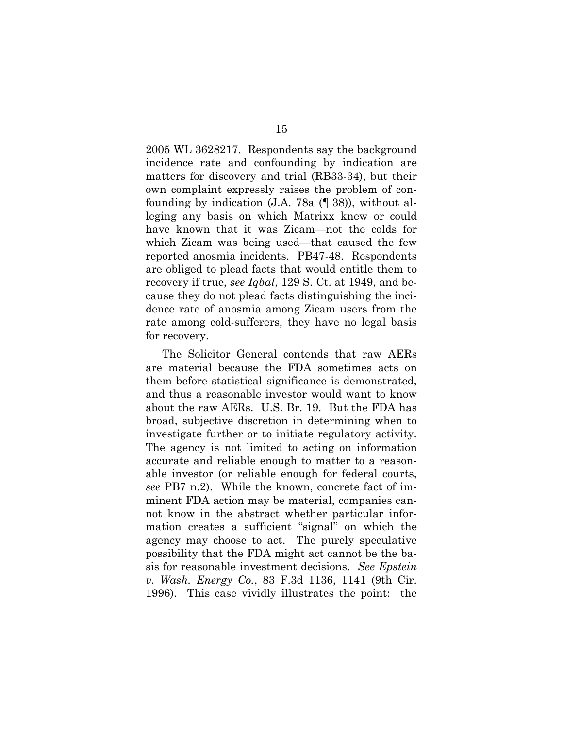2005 WL 3628217. Respondents say the background incidence rate and confounding by indication are matters for discovery and trial (RB33-34), but their own complaint expressly raises the problem of confounding by indication (J.A. 78a (¶ 38)), without alleging any basis on which Matrixx knew or could have known that it was Zicam—not the colds for which Zicam was being used—that caused the few reported anosmia incidents. PB47-48. Respondents are obliged to plead facts that would entitle them to recovery if true, *see Iqbal*, 129 S. Ct. at 1949, and because they do not plead facts distinguishing the incidence rate of anosmia among Zicam users from the rate among cold-sufferers, they have no legal basis for recovery.

The Solicitor General contends that raw AERs are material because the FDA sometimes acts on them before statistical significance is demonstrated, and thus a reasonable investor would want to know about the raw AERs. U.S. Br. 19. But the FDA has broad, subjective discretion in determining when to investigate further or to initiate regulatory activity. The agency is not limited to acting on information accurate and reliable enough to matter to a reasonable investor (or reliable enough for federal courts, *see* PB7 n.2). While the known, concrete fact of imminent FDA action may be material, companies cannot know in the abstract whether particular information creates a sufficient "signal" on which the agency may choose to act. The purely speculative possibility that the FDA might act cannot be the basis for reasonable investment decisions. *See Epstein v. Wash. Energy Co.*, 83 F.3d 1136, 1141 (9th Cir. 1996). This case vividly illustrates the point: the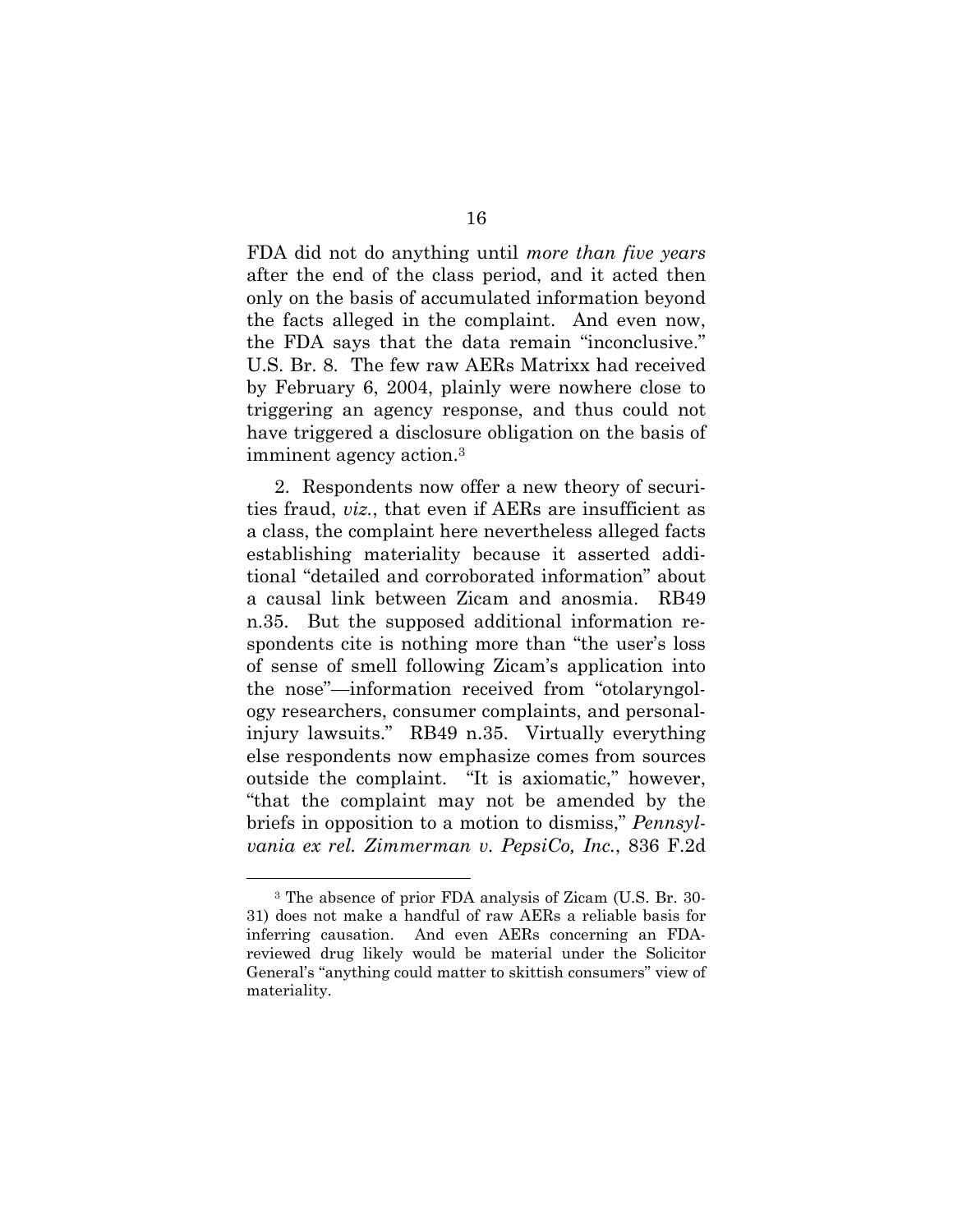FDA did not do anything until *more than five years* after the end of the class period, and it acted then only on the basis of accumulated information beyond the facts alleged in the complaint. And even now, the FDA says that the data remain "inconclusive." U.S. Br. 8. The few raw AERs Matrixx had received by February 6, 2004, plainly were nowhere close to triggering an agency response, and thus could not have triggered a disclosure obligation on the basis of imminent agency action.[3]

2. Respondents now offer a new theory of securities fraud, *viz.*, that even if AERs are insufficient as a class, the complaint here nevertheless alleged facts establishing materiality because it asserted additional "detailed and corroborated information" about a causal link between Zicam and anosmia. RB49 n.35. But the supposed additional information respondents cite is nothing more than "the user's loss of sense of smell following Zicam's application into the nose"—information received from "otolaryngology researchers, consumer complaints, and personal-injury lawsuits." RB49 n.35. Virtually everything else respondents now emphasize comes from sources outside the complaint. "It is axiomatic," however, "that the complaint may not be amended by the briefs in opposition to a motion to dismiss," *Pennsylvania ex rel. Zimmerman v. PepsiCo, Inc.*, 836 F.2d

---

[3] The absence of prior FDA analysis of Zicam (U.S. Br. 30-31) does not make a handful of raw AERs a reliable basis for inferring causation. And even AERs concerning an FDA-reviewed drug likely would be material under the Solicitor General's "anything could matter to skittish consumers" view of materiality.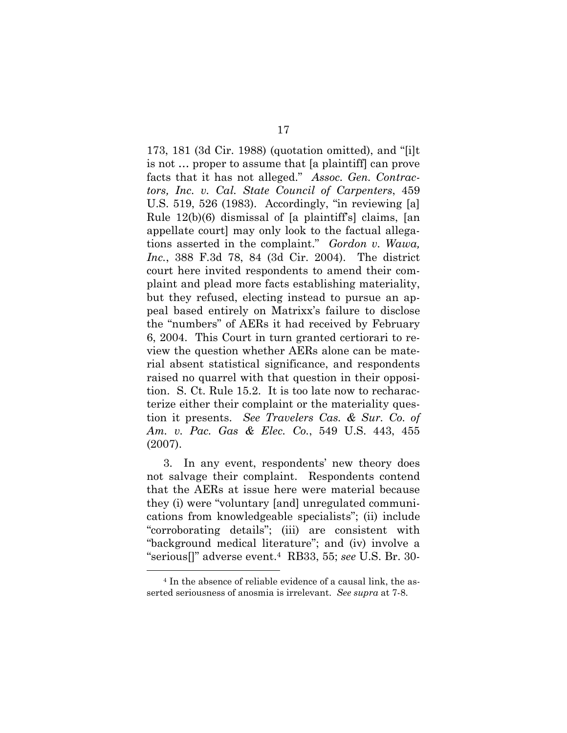173, 181 (3d Cir. 1988) (quotation omitted), and "[i]t is not … proper to assume that [a plaintiff] can prove facts that it has not alleged." *Assoc. Gen. Contractors, Inc. v. Cal. State Council of Carpenters*, 459 U.S. 519, 526 (1983). Accordingly, "in reviewing [a] Rule 12(b)(6) dismissal of [a plaintiff's] claims, [an appellate court] may only look to the factual allegations asserted in the complaint." *Gordon v. Wawa, Inc.*, 388 F.3d 78, 84 (3d Cir. 2004). The district court here invited respondents to amend their complaint and plead more facts establishing materiality, but they refused, electing instead to pursue an appeal based entirely on Matrixx's failure to disclose the "numbers" of AERs it had received by February 6, 2004. This Court in turn granted certiorari to review the question whether AERs alone can be material absent statistical significance, and respondents raised no quarrel with that question in their opposition. S. Ct. Rule 15.2. It is too late now to recharacterize either their complaint or the materiality question it presents. *See Travelers Cas. & Sur. Co. of Am. v. Pac. Gas & Elec. Co.*, 549 U.S. 443, 455 (2007).

3. In any event, respondents' new theory does not salvage their complaint. Respondents contend that the AERs at issue here were material because they (i) were "voluntary [and] unregulated communications from knowledgeable specialists"; (ii) include "corroborating details"; (iii) are consistent with "background medical literature"; and (iv) involve a "serious[]" adverse event.[4] RB33, 55; *see* U.S. Br. 30-

[4] In the absence of reliable evidence of a causal link, the asserted seriousness of anosmia is irrelevant. *See supra* at 7-8.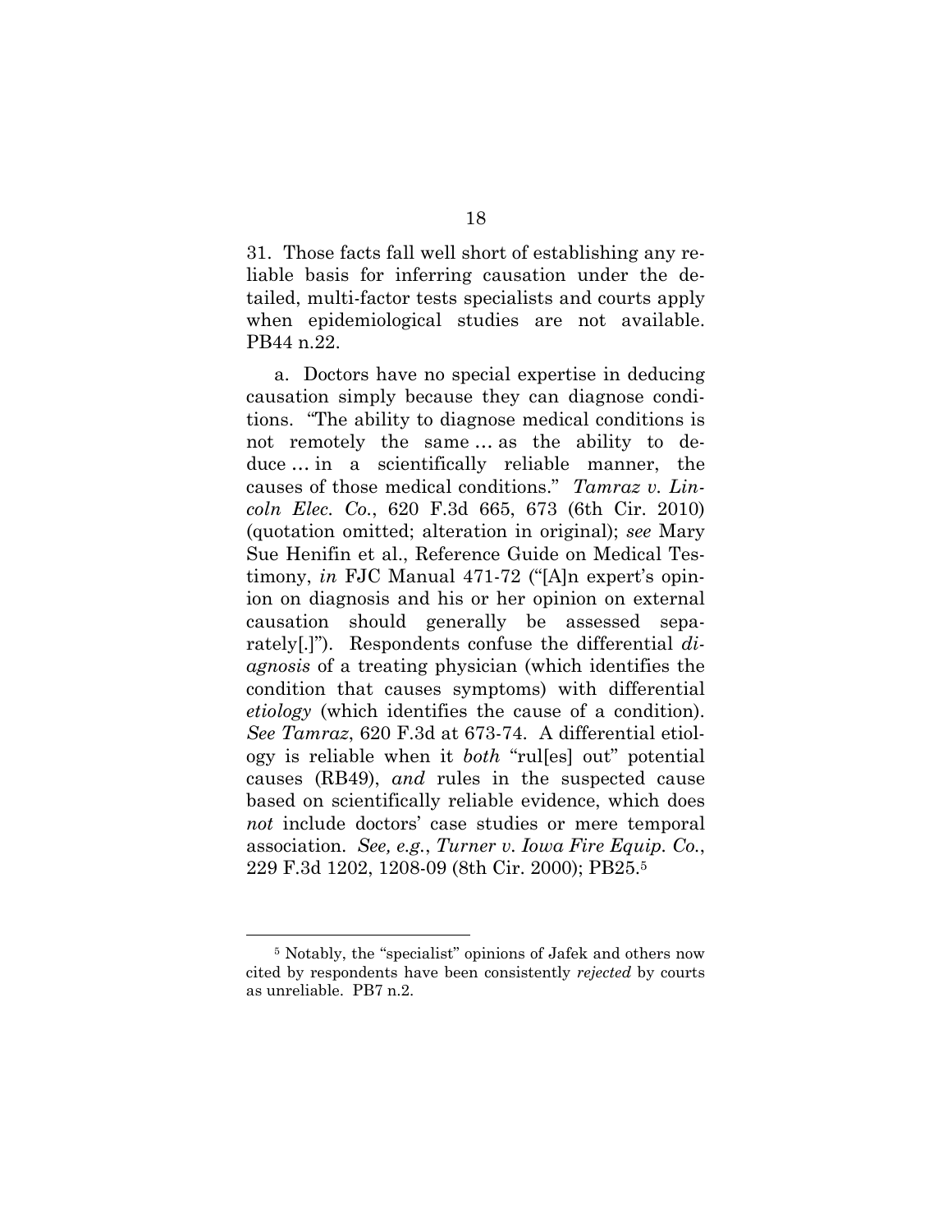31. Those facts fall well short of establishing any reliable basis for inferring causation under the detailed, multi-factor tests specialists and courts apply when epidemiological studies are not available. PB44 n.22.

a. Doctors have no special expertise in deducing causation simply because they can diagnose conditions. "The ability to diagnose medical conditions is not remotely the same … as the ability to deduce … in a scientifically reliable manner, the causes of those medical conditions." *Tamraz v. Lincoln Elec. Co.*, 620 F.3d 665, 673 (6th Cir. 2010) (quotation omitted; alteration in original); *see* Mary Sue Henifin et al., Reference Guide on Medical Testimony, *in* FJC Manual 471-72 ("[A]n expert's opinion on diagnosis and his or her opinion on external causation should generally be assessed separately[.]"). Respondents confuse the differential *diagnosis* of a treating physician (which identifies the condition that causes symptoms) with differential *etiology* (which identifies the cause of a condition). *See Tamraz*, 620 F.3d at 673-74. A differential etiology is reliable when it *both* "rul[es] out" potential causes (RB49), *and* rules in the suspected cause based on scientifically reliable evidence, which does *not* include doctors' case studies or mere temporal association. *See, e.g.*, *Turner v. Iowa Fire Equip. Co.*, 229 F.3d 1202, 1208-09 (8th Cir. 2000); PB25.[5]

---

[5] Notably, the "specialist" opinions of Jafek and others now cited by respondents have been consistently *rejected* by courts as unreliable. PB7 n.2.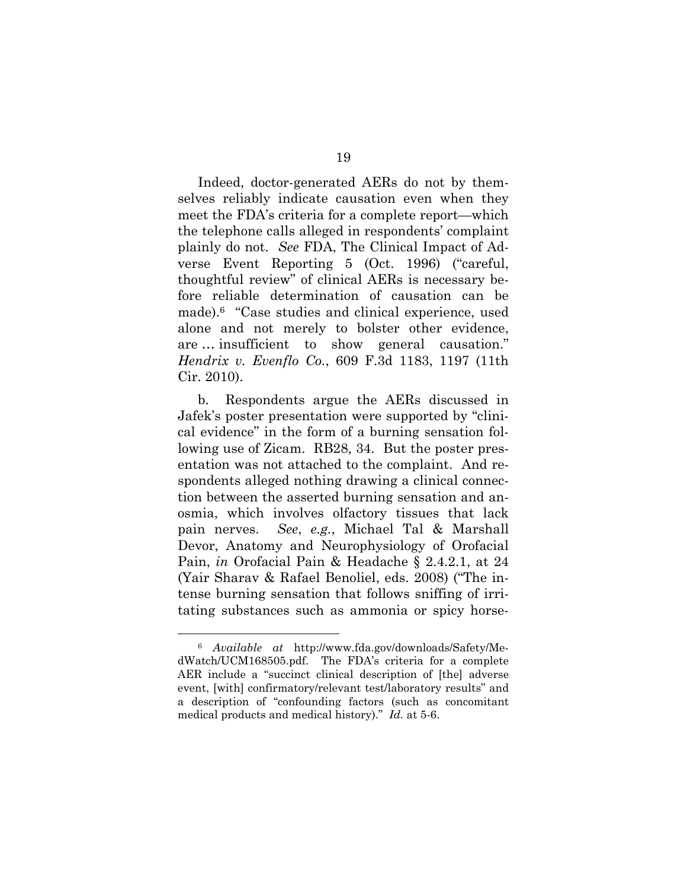Indeed, doctor-generated AERs do not by themselves reliably indicate causation even when they meet the FDA's criteria for a complete report—which the telephone calls alleged in respondents' complaint plainly do not. *See* FDA, The Clinical Impact of Adverse Event Reporting 5 (Oct. 1996) ("careful, thoughtful review" of clinical AERs is necessary before reliable determination of causation can be made).[6] "Case studies and clinical experience, used alone and not merely to bolster other evidence, are … insufficient to show general causation." *Hendrix v. Evenflo Co.*, 609 F.3d 1183, 1197 (11th Cir. 2010).

b. Respondents argue the AERs discussed in Jafek's poster presentation were supported by "clinical evidence" in the form of a burning sensation following use of Zicam. RB28, 34. But the poster presentation was not attached to the complaint. And respondents alleged nothing drawing a clinical connection between the asserted burning sensation and anosmia, which involves olfactory tissues that lack pain nerves. *See*, *e.g.*, Michael Tal & Marshall Devor, Anatomy and Neurophysiology of Orofacial Pain, *in* Orofacial Pain & Headache § 2.4.2.1, at 24 (Yair Sharav & Rafael Benoliel, eds. 2008) ("The intense burning sensation that follows sniffing of irritating substances such as ammonia or spicy horse-

---

[6] *Available at* http://www.fda.gov/downloads/Safety/MedWatch/UCM168505.pdf. The FDA's criteria for a complete AER include a "succinct clinical description of [the] adverse event, [with] confirmatory/relevant test/laboratory results" and a description of "confounding factors (such as concomitant medical products and medical history)." *Id.* at 5-6.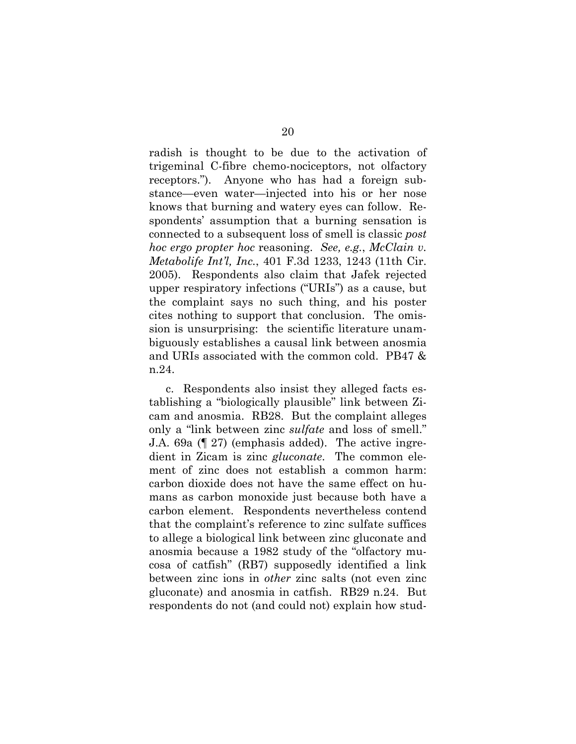radish is thought to be due to the activation of trigeminal C-fibre chemo-nociceptors, not olfactory receptors."). Anyone who has had a foreign substance—even water—injected into his or her nose knows that burning and watery eyes can follow. Respondents' assumption that a burning sensation is connected to a subsequent loss of smell is classic *post hoc ergo propter hoc* reasoning. *See, e.g.*, *McClain v. Metabolife Int'l, Inc.*, 401 F.3d 1233, 1243 (11th Cir. 2005). Respondents also claim that Jafek rejected upper respiratory infections ("URIs") as a cause, but the complaint says no such thing, and his poster cites nothing to support that conclusion. The omission is unsurprising: the scientific literature unambiguously establishes a causal link between anosmia and URIs associated with the common cold. PB47 & n.24.

c. Respondents also insist they alleged facts establishing a "biologically plausible" link between Zicam and anosmia. RB28. But the complaint alleges only a "link between zinc *sulfate* and loss of smell." J.A. 69a (¶ 27) (emphasis added). The active ingredient in Zicam is zinc *gluconate*. The common element of zinc does not establish a common harm: carbon dioxide does not have the same effect on humans as carbon monoxide just because both have a carbon element. Respondents nevertheless contend that the complaint's reference to zinc sulfate suffices to allege a biological link between zinc gluconate and anosmia because a 1982 study of the "olfactory mucosa of catfish" (RB7) supposedly identified a link between zinc ions in *other* zinc salts (not even zinc gluconate) and anosmia in catfish. RB29 n.24. But respondents do not (and could not) explain how stud-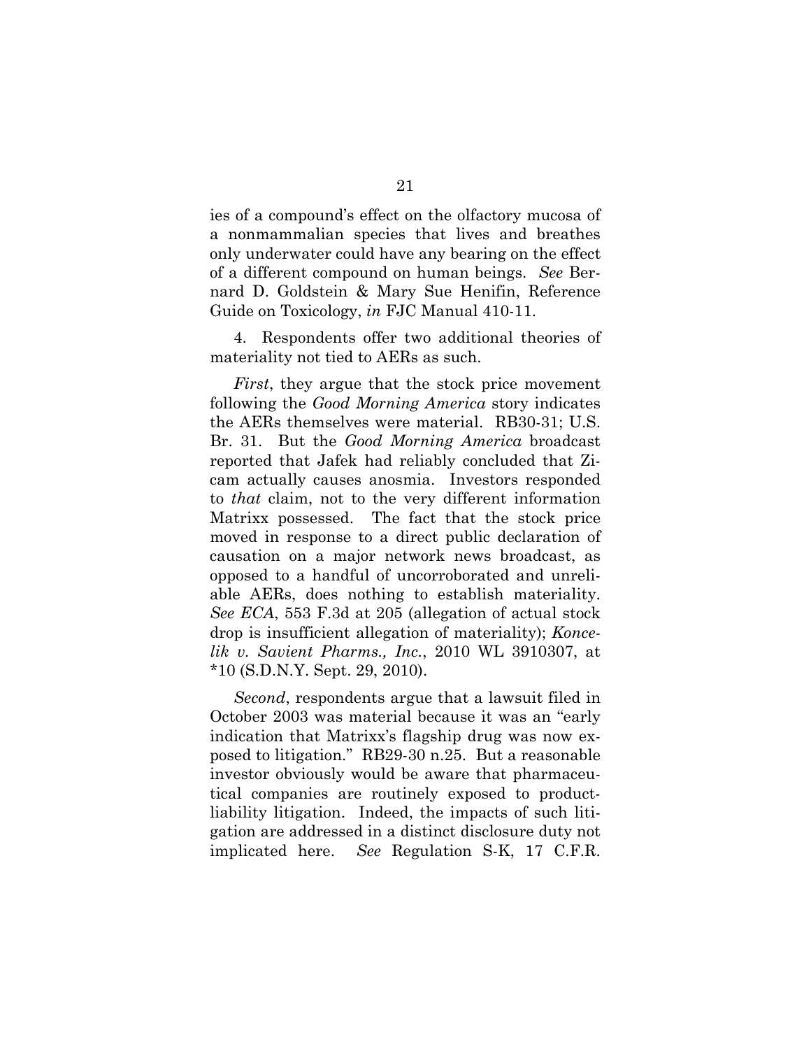ies of a compound's effect on the olfactory mucosa of a nonmammalian species that lives and breathes only underwater could have any bearing on the effect of a different compound on human beings. *See* Bernard D. Goldstein & Mary Sue Henifin, Reference Guide on Toxicology, *in* FJC Manual 410-11.

4. Respondents offer two additional theories of materiality not tied to AERs as such.

*First*, they argue that the stock price movement following the *Good Morning America* story indicates the AERs themselves were material. RB30-31; U.S. Br. 31. But the *Good Morning America* broadcast reported that Jafek had reliably concluded that Zicam actually causes anosmia. Investors responded to *that* claim, not to the very different information Matrixx possessed. The fact that the stock price moved in response to a direct public declaration of causation on a major network news broadcast, as opposed to a handful of uncorroborated and unreliable AERs, does nothing to establish materiality. *See ECA*, 553 F.3d at 205 (allegation of actual stock drop is insufficient allegation of materiality); *Koncelik v. Savient Pharms., Inc.*, 2010 WL 3910307, at *10 (S.D.N.Y. Sept. 29, 2010).

*Second*, respondents argue that a lawsuit filed in October 2003 was material because it was an "early indication that Matrixx's flagship drug was now exposed to litigation." RB29-30 n.25. But a reasonable investor obviously would be aware that pharmaceutical companies are routinely exposed to product-liability litigation. Indeed, the impacts of such litigation are addressed in a distinct disclosure duty not implicated here. *See* Regulation S-K, 17 C.F.R.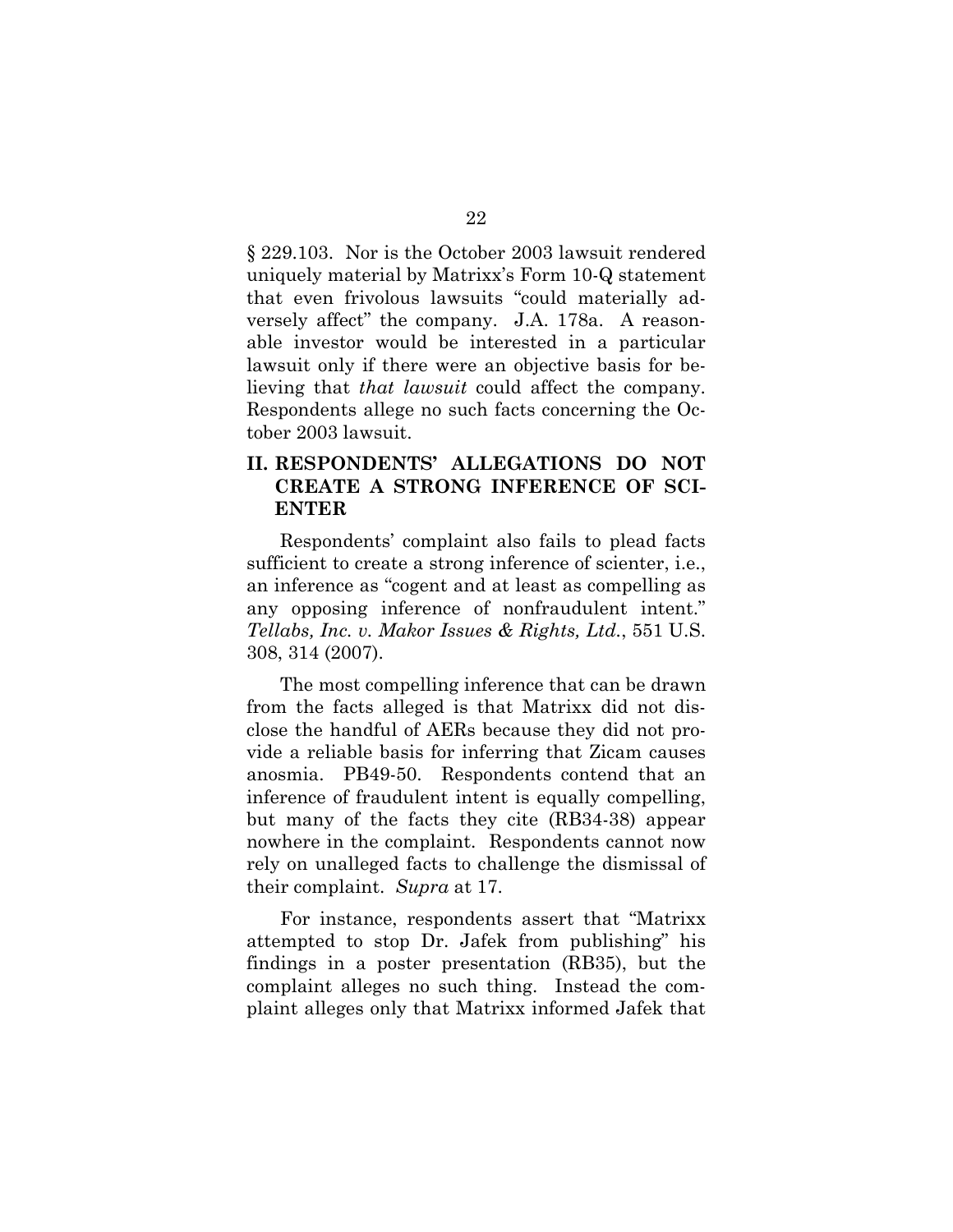§ 229.103. Nor is the October 2003 lawsuit rendered uniquely material by Matrixx's Form 10-Q statement that even frivolous lawsuits "could materially adversely affect" the company. J.A. 178a. A reasonable investor would be interested in a particular lawsuit only if there were an objective basis for believing that *that lawsuit* could affect the company. Respondents allege no such facts concerning the October 2003 lawsuit.

## II. RESPONDENTS' ALLEGATIONS DO NOT CREATE A STRONG INFERENCE OF SCIENTER

Respondents' complaint also fails to plead facts sufficient to create a strong inference of scienter, i.e., an inference as "cogent and at least as compelling as any opposing inference of nonfraudulent intent." *Tellabs, Inc. v. Makor Issues & Rights, Ltd.*, 551 U.S. 308, 314 (2007).

The most compelling inference that can be drawn from the facts alleged is that Matrixx did not disclose the handful of AERs because they did not provide a reliable basis for inferring that Zicam causes anosmia. PB49-50. Respondents contend that an inference of fraudulent intent is equally compelling, but many of the facts they cite (RB34-38) appear nowhere in the complaint. Respondents cannot now rely on unalleged facts to challenge the dismissal of their complaint. *Supra* at 17.

For instance, respondents assert that "Matrixx attempted to stop Dr. Jafek from publishing" his findings in a poster presentation (RB35), but the complaint alleges no such thing. Instead the complaint alleges only that Matrixx informed Jafek that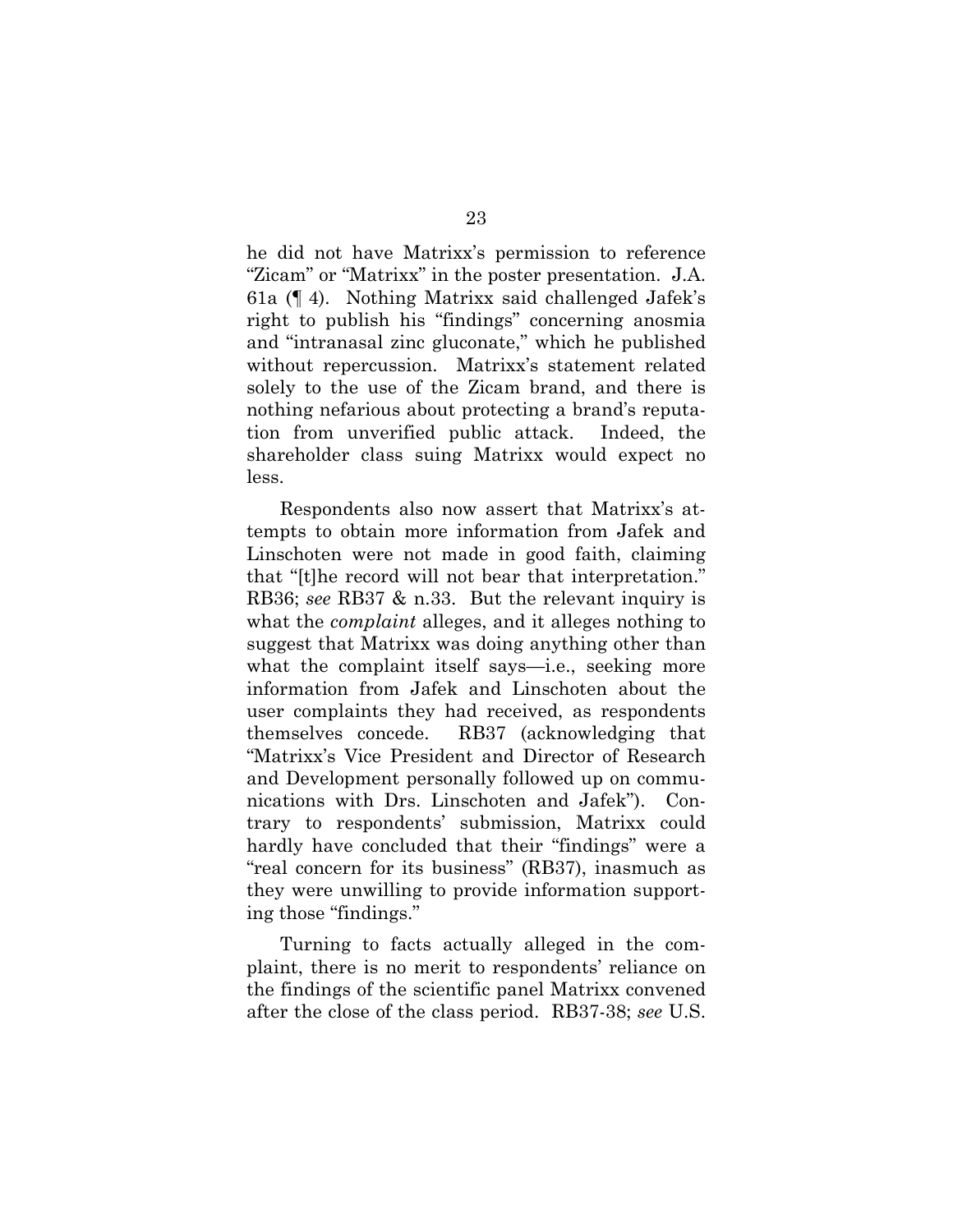he did not have Matrixx's permission to reference "Zicam" or "Matrixx" in the poster presentation. J.A. 61a (¶ 4). Nothing Matrixx said challenged Jafek's right to publish his "findings" concerning anosmia and "intranasal zinc gluconate," which he published without repercussion. Matrixx's statement related solely to the use of the Zicam brand, and there is nothing nefarious about protecting a brand's reputation from unverified public attack. Indeed, the shareholder class suing Matrixx would expect no less.

Respondents also now assert that Matrixx's attempts to obtain more information from Jafek and Linschoten were not made in good faith, claiming that "[t]he record will not bear that interpretation." RB36; *see* RB37 & n.33. But the relevant inquiry is what the *complaint* alleges, and it alleges nothing to suggest that Matrixx was doing anything other than what the complaint itself says—i.e., seeking more information from Jafek and Linschoten about the user complaints they had received, as respondents themselves concede. RB37 (acknowledging that "Matrixx's Vice President and Director of Research and Development personally followed up on communications with Drs. Linschoten and Jafek"). Contrary to respondents' submission, Matrixx could hardly have concluded that their "findings" were a "real concern for its business" (RB37), inasmuch as they were unwilling to provide information supporting those "findings."

Turning to facts actually alleged in the complaint, there is no merit to respondents' reliance on the findings of the scientific panel Matrixx convened after the close of the class period. RB37-38; *see* U.S.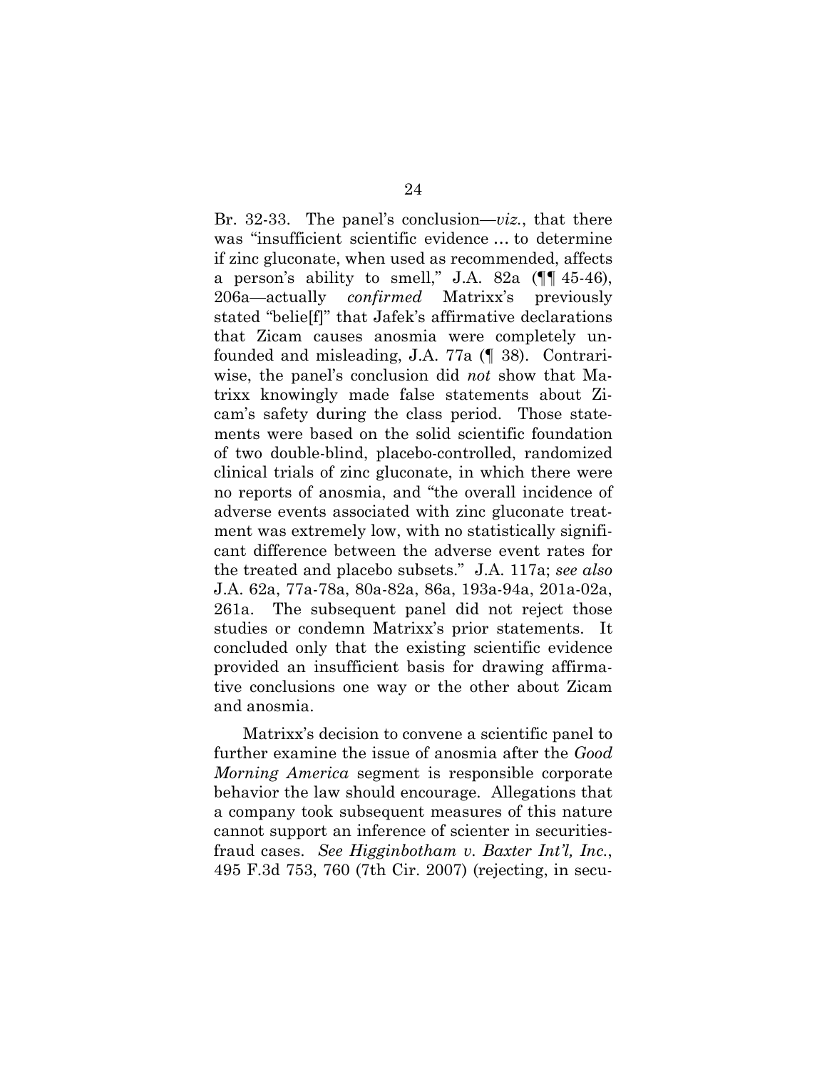Br. 32-33. The panel's conclusion—*viz.*, that there was "insufficient scientific evidence … to determine if zinc gluconate, when used as recommended, affects a person's ability to smell," J.A. 82a (¶¶ 45-46), 206a—actually *confirmed* Matrixx's previously stated "belie[f]" that Jafek's affirmative declarations that Zicam causes anosmia were completely unfounded and misleading, J.A. 77a (¶ 38). Contrariwise, the panel's conclusion did *not* show that Matrixx knowingly made false statements about Zicam's safety during the class period. Those statements were based on the solid scientific foundation of two double-blind, placebo-controlled, randomized clinical trials of zinc gluconate, in which there were no reports of anosmia, and "the overall incidence of adverse events associated with zinc gluconate treatment was extremely low, with no statistically significant difference between the adverse event rates for the treated and placebo subsets." J.A. 117a; *see also* J.A. 62a, 77a-78a, 80a-82a, 86a, 193a-94a, 201a-02a, 261a. The subsequent panel did not reject those studies or condemn Matrixx's prior statements. It concluded only that the existing scientific evidence provided an insufficient basis for drawing affirmative conclusions one way or the other about Zicam and anosmia.

Matrixx's decision to convene a scientific panel to further examine the issue of anosmia after the *Good Morning America* segment is responsible corporate behavior the law should encourage. Allegations that a company took subsequent measures of this nature cannot support an inference of scienter in securities-fraud cases. *See Higginbotham v. Baxter Int'l, Inc.*, 495 F.3d 753, 760 (7th Cir. 2007) (rejecting, in secu-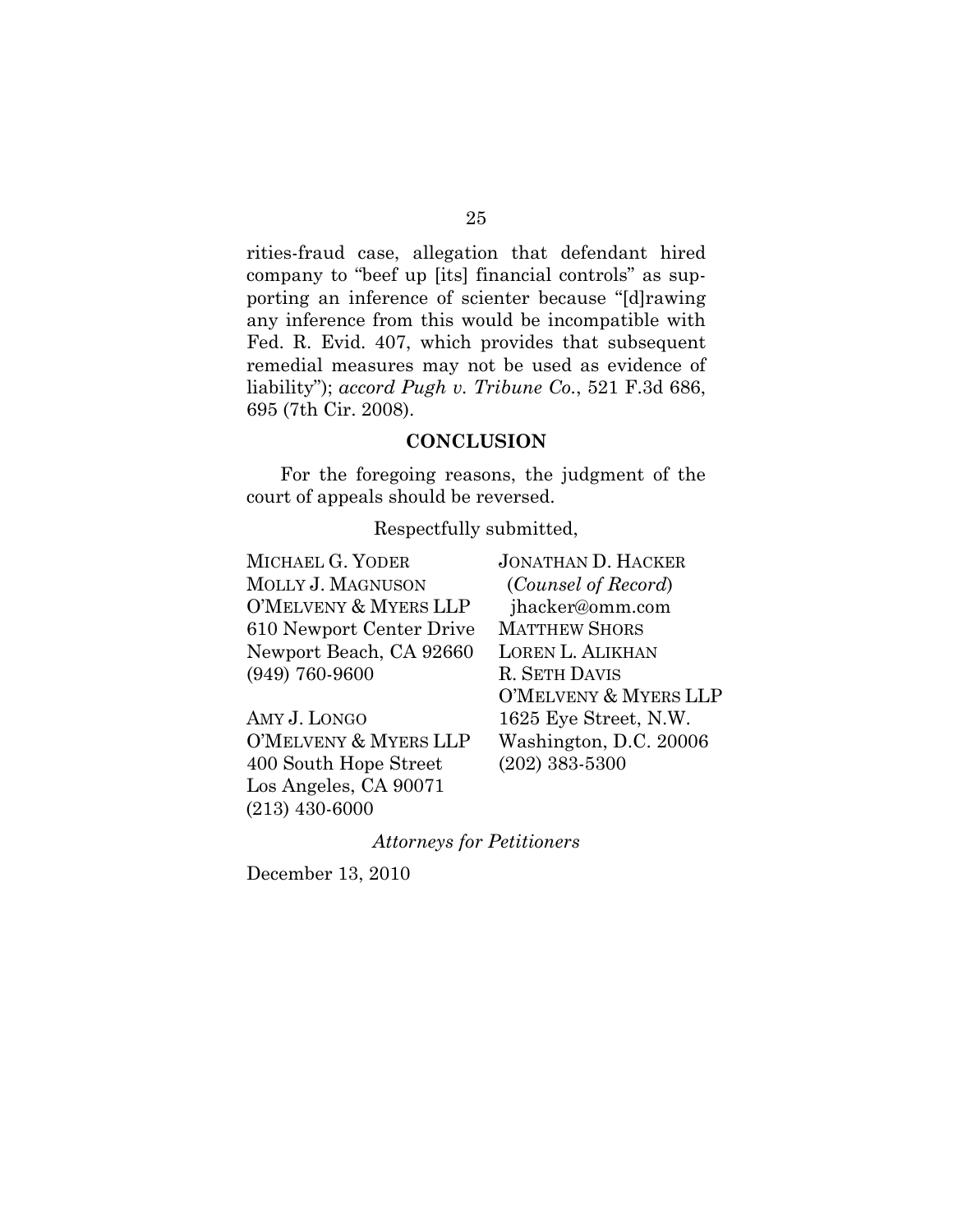rities-fraud case, allegation that defendant hired company to "beef up [its] financial controls" as supporting an inference of scienter because "[d]rawing any inference from this would be incompatible with Fed. R. Evid. 407, which provides that subsequent remedial measures may not be used as evidence of liability"); *accord Pugh v. Tribune Co.*, 521 F.3d 686, 695 (7th Cir. 2008).

## CONCLUSION

For the foregoing reasons, the judgment of the court of appeals should be reversed.

Respectfully submitted,

MICHAEL G. YODER
MOLLY J. MAGNUSON
O'MELVENY & MYERS LLP
610 Newport Center Drive
Newport Beach, CA 92660
(949) 760-9600

AMY J. LONGO
O'MELVENY & MYERS LLP
400 South Hope Street
Los Angeles, CA 90071
(213) 430-6000

JONATHAN D. HACKER
(*Counsel of Record*)
jhacker@omm.com
MATTHEW SHORS
LOREN L. ALIKHAN
R. SETH DAVIS
O'MELVENY & MYERS LLP
1625 Eye Street, N.W.
Washington, D.C. 20006
(202) 383-5300

*Attorneys for Petitioners*

December 13, 2010